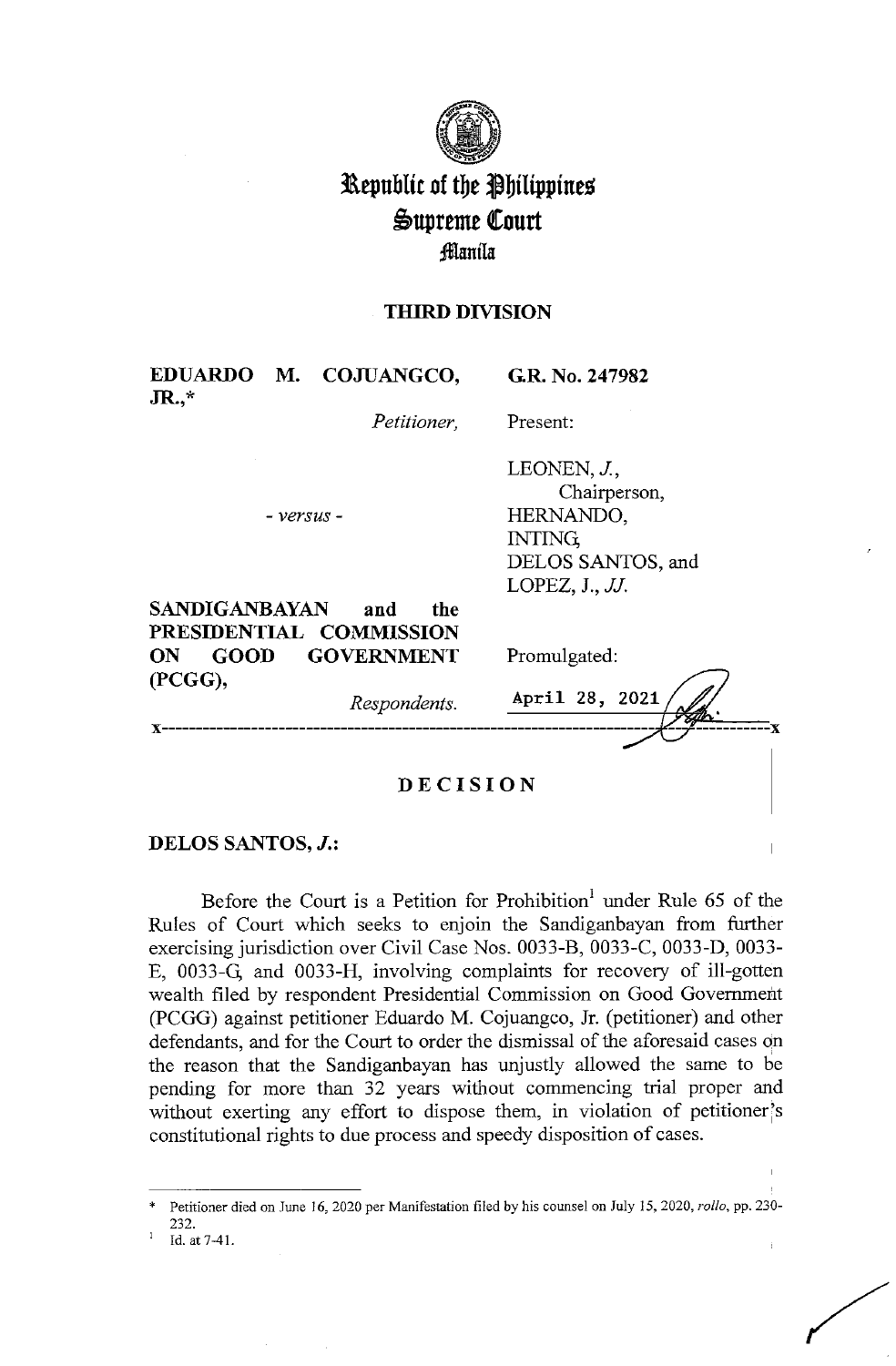# Republic of the Philippines
# Supreme Court
## Manila

### THIRD DIVISION

| | |
|---|---|
| **EDUARDO M. COJUANGCO, JR.,*** *Petitioner,* | **G.R. No. 247982** |
| | Present: |
| *- versus -* | LEONEN, *J.*, Chairperson, HERNANDO, INTING, DELOS SANTOS, and LOPEZ, J., *JJ.* |
| **SANDIGANBAYAN and the PRESIDENTIAL COMMISSION ON GOOD GOVERNMENT (PCGG),** *Respondents.* | Promulgated: April 28, 2021 |

x-----------------------------------------------------------------------x

## DECISION

**DELOS SANTOS, *J.*:**

Before the Court is a Petition for Prohibition[1] under Rule 65 of the Rules of Court which seeks to enjoin the Sandiganbayan from further exercising jurisdiction over Civil Case Nos. 0033-B, 0033-C, 0033-D, 0033-E, 0033-G, and 0033-H, involving complaints for recovery of ill-gotten wealth filed by respondent Presidential Commission on Good Government (PCGG) against petitioner Eduardo M. Cojuangco, Jr. (petitioner) and other defendants, and for the Court to order the dismissal of the aforesaid cases on the reason that the Sandiganbayan has unjustly allowed the same to be pending for more than 32 years without commencing trial proper and without exerting any effort to dispose them, in violation of petitioner's constitutional rights to due process and speedy disposition of cases.

---

\* Petitioner died on June 16, 2020 per Manifestation filed by his counsel on July 15, 2020, *rollo*, pp. 230-232.

[1] Id. at 7-41.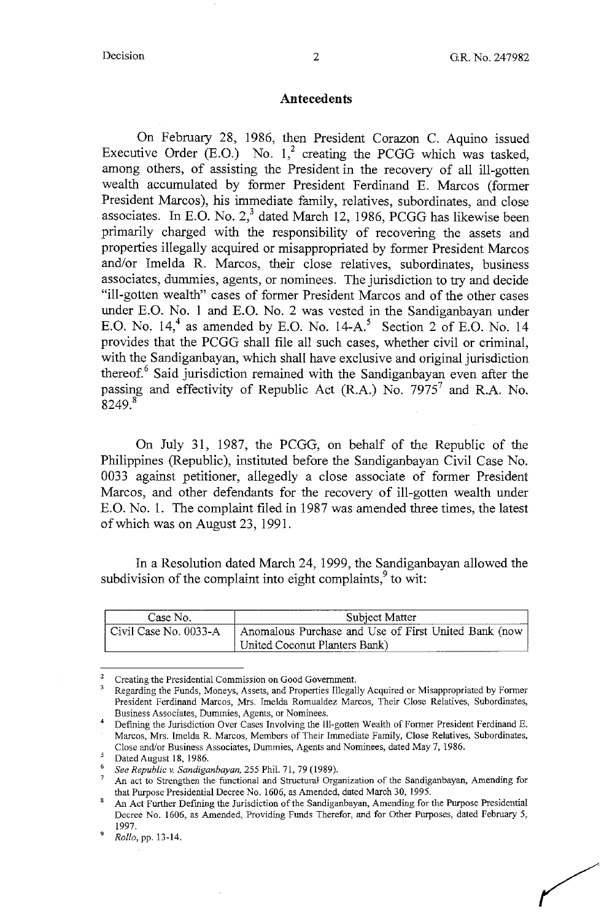## Antecedents

On February 28, 1986, then President Corazon C. Aquino issued Executive Order (E.O.) No. 1,[2] creating the PCGG which was tasked, among others, of assisting the President in the recovery of all ill-gotten wealth accumulated by former President Ferdinand E. Marcos (former President Marcos), his immediate family, relatives, subordinates, and close associates. In E.O. No. 2,[3] dated March 12, 1986, PCGG has likewise been primarily charged with the responsibility of recovering the assets and properties illegally acquired or misappropriated by former President Marcos and/or Imelda R. Marcos, their close relatives, subordinates, business associates, dummies, agents, or nominees. The jurisdiction to try and decide "ill-gotten wealth" cases of former President Marcos and of the other cases under E.O. No. 1 and E.O. No. 2 was vested in the Sandiganbayan under E.O. No. 14,[4] as amended by E.O. No. 14-A.[5] Section 2 of E.O. No. 14 provides that the PCGG shall file all such cases, whether civil or criminal, with the Sandiganbayan, which shall have exclusive and original jurisdiction thereof.[6] Said jurisdiction remained with the Sandiganbayan even after the passing and effectivity of Republic Act (R.A.) No. 7975[7] and R.A. No. 8249.[8]

On July 31, 1987, the PCGG, on behalf of the Republic of the Philippines (Republic), instituted before the Sandiganbayan Civil Case No. 0033 against petitioner, allegedly a close associate of former President Marcos, and other defendants for the recovery of ill-gotten wealth under E.O. No. 1. The complaint filed in 1987 was amended three times, the latest of which was on August 23, 1991.

In a Resolution dated March 24, 1999, the Sandiganbayan allowed the subdivision of the complaint into eight complaints,[9] to wit:

| Case No. | Subject Matter |
|---|---|
| Civil Case No. 0033-A | Anomalous Purchase and Use of First United Bank (now United Coconut Planters Bank) |

---

[2] Creating the Presidential Commission on Good Government.

[3] Regarding the Funds, Moneys, Assets, and Properties Illegally Acquired or Misappropriated by Former President Ferdinand Marcos, Mrs. Imelda Romualdez Marcos, Their Close Relatives, Subordinates, Business Associates, Dummies, Agents, or Nominees.

[4] Defining the Jurisdiction Over Cases Involving the Ill-gotten Wealth of Former President Ferdinand E. Marcos, Mrs. Imelda R. Marcos, Members of Their Immediate Family, Close Relatives, Subordinates, Close and/or Business Associates, Dummies, Agents and Nominees, dated May 7, 1986.

[5] Dated August 18, 1986.

[6] *See Republic v. Sandiganbayan*, 255 Phil. 71, 79 (1989).

[7] An act to Strengthen the functional and Structural Organization of the Sandiganbayan, Amending for that Purpose Presidential Decree No. 1606, as Amended, dated March 30, 1995.

[8] An Act Further Defining the Jurisdiction of the Sandiganbayan, Amending for the Purpose Presidential Decree No. 1606, as Amended, Providing Funds Therefor, and for Other Purposes, dated February 5, 1997.

[9] *Rollo*, pp. 13-14.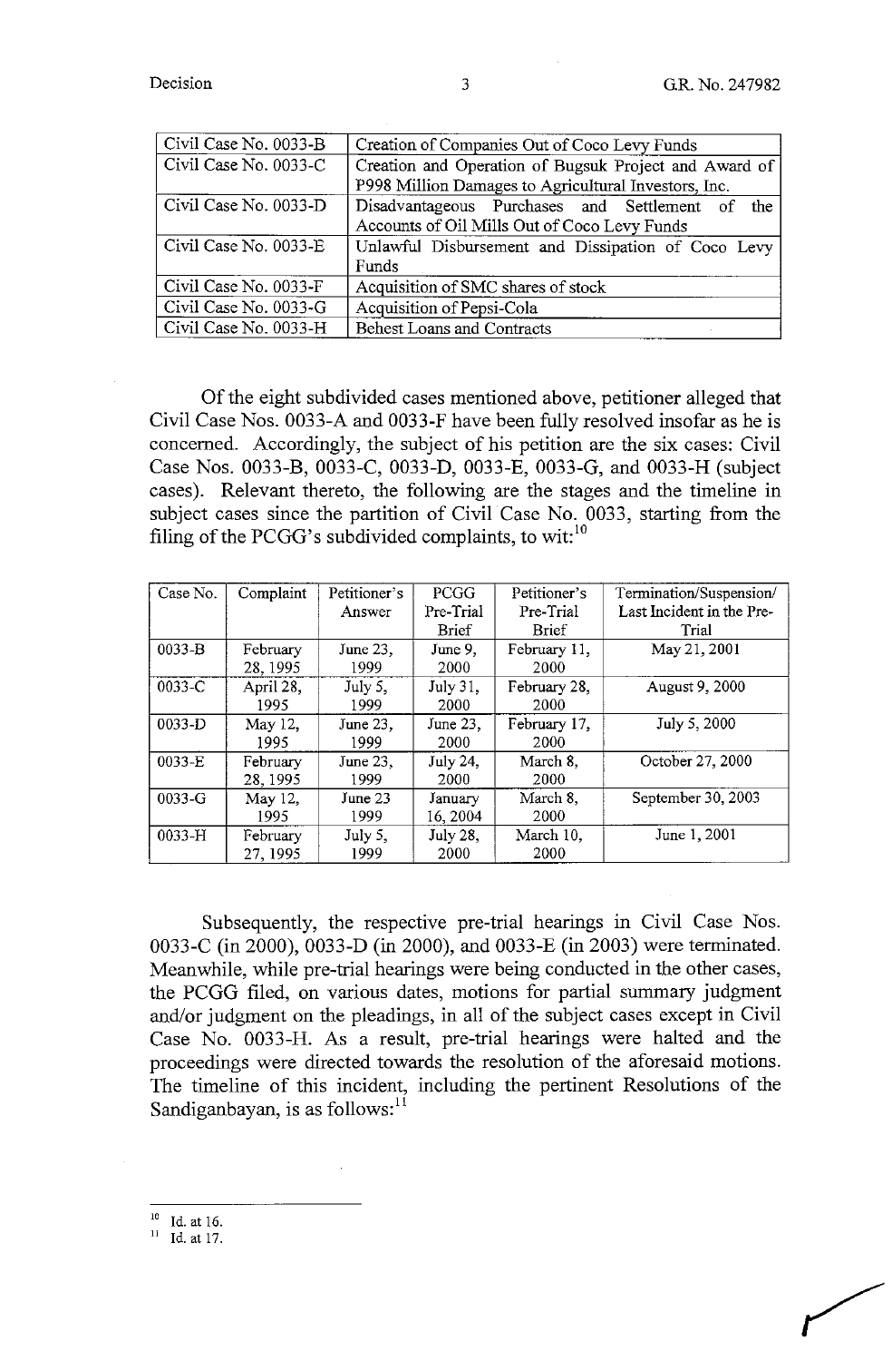| | |
|---|---|
| Civil Case No. 0033-B | Creation of Companies Out of Coco Levy Funds |
| Civil Case No. 0033-C | Creation and Operation of Bugsuk Project and Award of P998 Million Damages to Agricultural Investors, Inc. |
| Civil Case No. 0033-D | Disadvantageous Purchases and Settlement of the Accounts of Oil Mills Out of Coco Levy Funds |
| Civil Case No. 0033-E | Unlawful Disbursement and Dissipation of Coco Levy Funds |
| Civil Case No. 0033-F | Acquisition of SMC shares of stock |
| Civil Case No. 0033-G | Acquisition of Pepsi-Cola |
| Civil Case No. 0033-H | Behest Loans and Contracts |

Of the eight subdivided cases mentioned above, petitioner alleged that Civil Case Nos. 0033-A and 0033-F have been fully resolved insofar as he is concerned. Accordingly, the subject of his petition are the six cases: Civil Case Nos. 0033-B, 0033-C, 0033-D, 0033-E, 0033-G, and 0033-H (subject cases). Relevant thereto, the following are the stages and the timeline in subject cases since the partition of Civil Case No. 0033, starting from the filing of the PCGG's subdivided complaints, to wit:[10]

| Case No. | Complaint | Petitioner's Answer | PCGG Pre-Trial Brief | Petitioner's Pre-Trial Brief | Termination/Suspension/ Last Incident in the Pre-Trial |
|---|---|---|---|---|---|
| 0033-B | February 28, 1995 | June 23, 1999 | June 9, 2000 | February 11, 2000 | May 21, 2001 |
| 0033-C | April 28, 1995 | July 5, 1999 | July 31, 2000 | February 28, 2000 | August 9, 2000 |
| 0033-D | May 12, 1995 | June 23, 1999 | June 23, 2000 | February 17, 2000 | July 5, 2000 |
| 0033-E | February 28, 1995 | June 23, 1999 | July 24, 2000 | March 8, 2000 | October 27, 2000 |
| 0033-G | May 12, 1995 | June 23 1999 | January 16, 2004 | March 8, 2000 | September 30, 2003 |
| 0033-H | February 27, 1995 | July 5, 1999 | July 28, 2000 | March 10, 2000 | June 1, 2001 |

Subsequently, the respective pre-trial hearings in Civil Case Nos. 0033-C (in 2000), 0033-D (in 2000), and 0033-E (in 2003) were terminated. Meanwhile, while pre-trial hearings were being conducted in the other cases, the PCGG filed, on various dates, motions for partial summary judgment and/or judgment on the pleadings, in all of the subject cases except in Civil Case No. 0033-H. As a result, pre-trial hearings were halted and the proceedings were directed towards the resolution of the aforesaid motions. The timeline of this incident, including the pertinent Resolutions of the Sandiganbayan, is as follows:[11]

---

[10] Id. at 16.

[11] Id. at 17.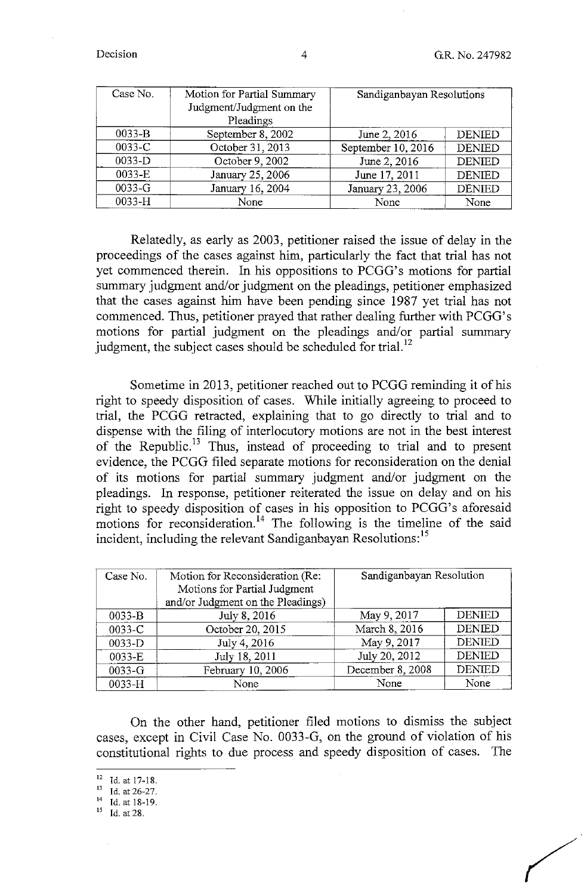| Case No. | Motion for Partial Summary Judgment/Judgment on the Pleadings | Sandiganbayan Resolutions | |
|---|---|---|---|
| 0033-B | September 8, 2002 | June 2, 2016 | DENIED |
| 0033-C | October 31, 2013 | September 10, 2016 | DENIED |
| 0033-D | October 9, 2002 | June 2, 2016 | DENIED |
| 0033-E | January 25, 2006 | June 17, 2011 | DENIED |
| 0033-G | January 16, 2004 | January 23, 2006 | DENIED |
| 0033-H | None | None | None |

Relatedly, as early as 2003, petitioner raised the issue of delay in the proceedings of the cases against him, particularly the fact that trial has not yet commenced therein. In his oppositions to PCGG's motions for partial summary judgment and/or judgment on the pleadings, petitioner emphasized that the cases against him have been pending since 1987 yet trial has not commenced. Thus, petitioner prayed that rather dealing further with PCGG's motions for partial judgment on the pleadings and/or partial summary judgment, the subject cases should be scheduled for trial.[12]

Sometime in 2013, petitioner reached out to PCGG reminding it of his right to speedy disposition of cases. While initially agreeing to proceed to trial, the PCGG retracted, explaining that to go directly to trial and to dispense with the filing of interlocutory motions are not in the best interest of the Republic.[13] Thus, instead of proceeding to trial and to present evidence, the PCGG filed separate motions for reconsideration on the denial of its motions for partial summary judgment and/or judgment on the pleadings. In response, petitioner reiterated the issue on delay and on his right to speedy disposition of cases in his opposition to PCGG's aforesaid motions for reconsideration.[14] The following is the timeline of the said incident, including the relevant Sandiganbayan Resolutions:[15]

| Case No. | Motion for Reconsideration (Re: Motions for Partial Judgment and/or Judgment on the Pleadings) | Sandiganbayan Resolution | |
|---|---|---|---|
| 0033-B | July 8, 2016 | May 9, 2017 | DENIED |
| 0033-C | October 20, 2015 | March 8, 2016 | DENIED |
| 0033-D | July 4, 2016 | May 9, 2017 | DENIED |
| 0033-E | July 18, 2011 | July 20, 2012 | DENIED |
| 0033-G | February 10, 2006 | December 8, 2008 | DENIED |
| 0033-H | None | None | None |

On the other hand, petitioner filed motions to dismiss the subject cases, except in Civil Case No. 0033-G, on the ground of violation of his constitutional rights to due process and speedy disposition of cases. The

---

[12] Id. at 17-18.
[13] Id. at 26-27.
[14] Id. at 18-19.
[15] Id. at 28.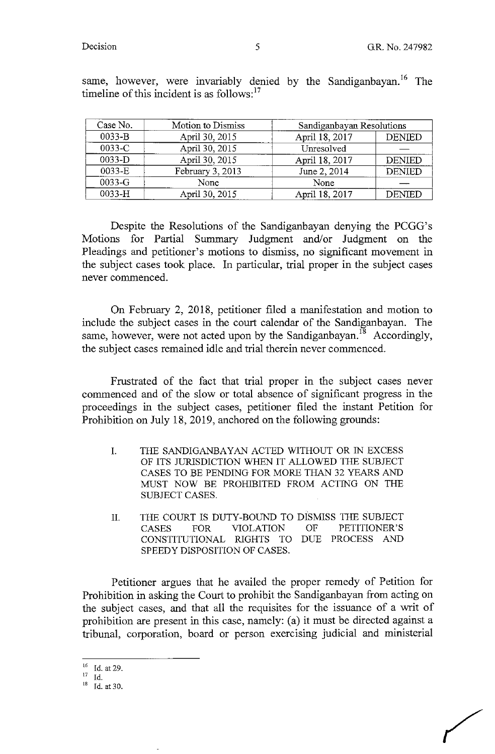same, however, were invariably denied by the Sandiganbayan.[16] The timeline of this incident is as follows:[17]

| Case No. | Motion to Dismiss | Sandiganbayan Resolutions | |
|---|---|---|---|
| 0033-B | April 30, 2015 | April 18, 2017 | DENIED |
| 0033-C | April 30, 2015 | Unresolved | — |
| 0033-D | April 30, 2015 | April 18, 2017 | DENIED |
| 0033-E | February 3, 2013 | June 2, 2014 | DENIED |
| 0033-G | None | None | — |
| 0033-H | April 30, 2015 | April 18, 2017 | DENIED |

Despite the Resolutions of the Sandiganbayan denying the PCGG's Motions for Partial Summary Judgment and/or Judgment on the Pleadings and petitioner's motions to dismiss, no significant movement in the subject cases took place. In particular, trial proper in the subject cases never commenced.

On February 2, 2018, petitioner filed a manifestation and motion to include the subject cases in the court calendar of the Sandiganbayan. The same, however, were not acted upon by the Sandiganbayan.[18] Accordingly, the subject cases remained idle and trial therein never commenced.

Frustrated of the fact that trial proper in the subject cases never commenced and of the slow or total absence of significant progress in the proceedings in the subject cases, petitioner filed the instant Petition for Prohibition on July 18, 2019, anchored on the following grounds:

> I. THE SANDIGANBAYAN ACTED WITHOUT OR IN EXCESS OF ITS JURISDICTION WHEN IT ALLOWED THE SUBJECT CASES TO BE PENDING FOR MORE THAN 32 YEARS AND MUST NOW BE PROHIBITED FROM ACTING ON THE SUBJECT CASES.
>
> II. THE COURT IS DUTY-BOUND TO DISMISS THE SUBJECT CASES FOR VIOLATION OF PETITIONER'S CONSTITUTIONAL RIGHTS TO DUE PROCESS AND SPEEDY DISPOSITION OF CASES.

Petitioner argues that he availed the proper remedy of Petition for Prohibition in asking the Court to prohibit the Sandiganbayan from acting on the subject cases, and that all the requisites for the issuance of a writ of prohibition are present in this case, namely: (a) it must be directed against a tribunal, corporation, board or person exercising judicial and ministerial

---

[16] Id. at 29.

[17] Id.

[18] Id. at 30.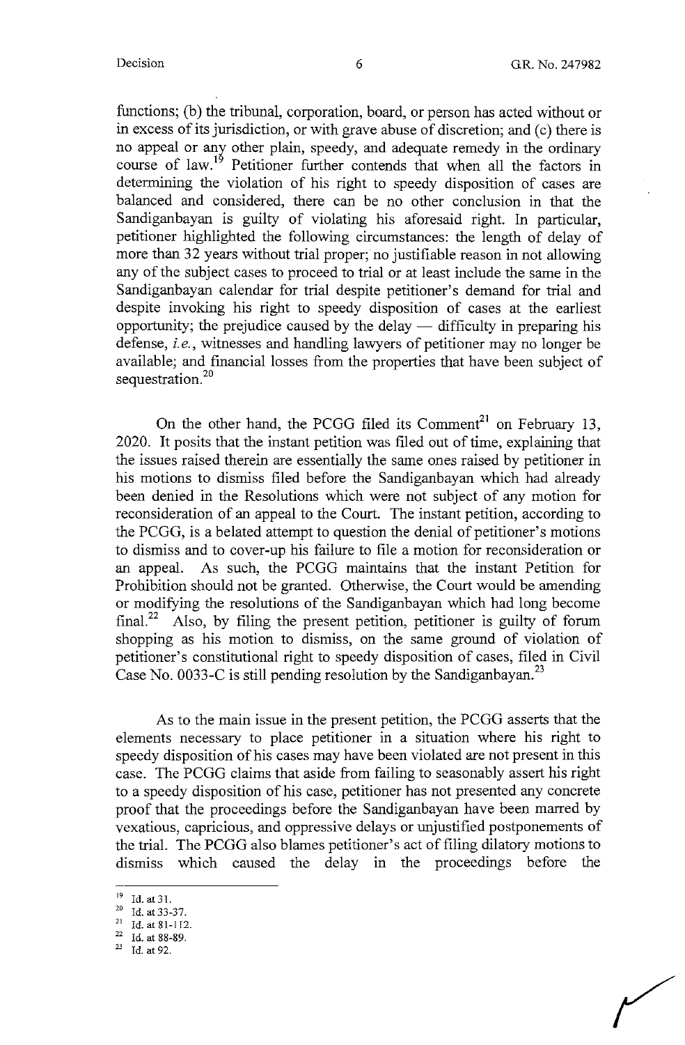functions; (b) the tribunal, corporation, board, or person has acted without or in excess of its jurisdiction, or with grave abuse of discretion; and (c) there is no appeal or any other plain, speedy, and adequate remedy in the ordinary course of law.[19] Petitioner further contends that when all the factors in determining the violation of his right to speedy disposition of cases are balanced and considered, there can be no other conclusion in that the Sandiganbayan is guilty of violating his aforesaid right. In particular, petitioner highlighted the following circumstances: the length of delay of more than 32 years without trial proper; no justifiable reason in not allowing any of the subject cases to proceed to trial or at least include the same in the Sandiganbayan calendar for trial despite petitioner's demand for trial and despite invoking his right to speedy disposition of cases at the earliest opportunity; the prejudice caused by the delay — difficulty in preparing his defense, *i.e.*, witnesses and handling lawyers of petitioner may no longer be available; and financial losses from the properties that have been subject of sequestration.[20]

On the other hand, the PCGG filed its Comment[21] on February 13, 2020. It posits that the instant petition was filed out of time, explaining that the issues raised therein are essentially the same ones raised by petitioner in his motions to dismiss filed before the Sandiganbayan which had already been denied in the Resolutions which were not subject of any motion for reconsideration of an appeal to the Court. The instant petition, according to the PCGG, is a belated attempt to question the denial of petitioner's motions to dismiss and to cover-up his failure to file a motion for reconsideration or an appeal. As such, the PCGG maintains that the instant Petition for Prohibition should not be granted. Otherwise, the Court would be amending or modifying the resolutions of the Sandiganbayan which had long become final.[22] Also, by filing the present petition, petitioner is guilty of forum shopping as his motion to dismiss, on the same ground of violation of petitioner's constitutional right to speedy disposition of cases, filed in Civil Case No. 0033-C is still pending resolution by the Sandiganbayan.[23]

As to the main issue in the present petition, the PCGG asserts that the elements necessary to place petitioner in a situation where his right to speedy disposition of his cases may have been violated are not present in this case. The PCGG claims that aside from failing to seasonably assert his right to a speedy disposition of his case, petitioner has not presented any concrete proof that the proceedings before the Sandiganbayan have been marred by vexatious, capricious, and oppressive delays or unjustified postponements of the trial. The PCGG also blames petitioner's act of filing dilatory motions to dismiss which caused the delay in the proceedings before the

---

[19] Id. at 31.

[20] Id. at 33-37.

[21] Id. at 81-112.

[22] Id. at 88-89.

[23] Id. at 92.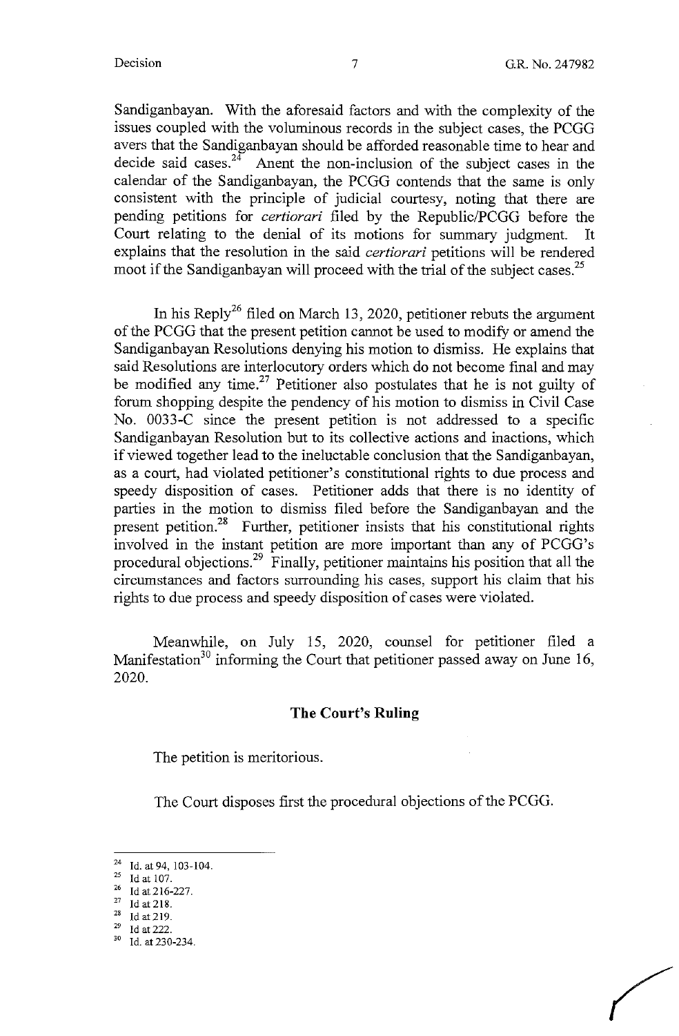Sandiganbayan. With the aforesaid factors and with the complexity of the issues coupled with the voluminous records in the subject cases, the PCGG avers that the Sandiganbayan should be afforded reasonable time to hear and decide said cases.[24] Anent the non-inclusion of the subject cases in the calendar of the Sandiganbayan, the PCGG contends that the same is only consistent with the principle of judicial courtesy, noting that there are pending petitions for *certiorari* filed by the Republic/PCGG before the Court relating to the denial of its motions for summary judgment. It explains that the resolution in the said *certiorari* petitions will be rendered moot if the Sandiganbayan will proceed with the trial of the subject cases.[25]

In his Reply[26] filed on March 13, 2020, petitioner rebuts the argument of the PCGG that the present petition cannot be used to modify or amend the Sandiganbayan Resolutions denying his motion to dismiss. He explains that said Resolutions are interlocutory orders which do not become final and may be modified any time.[27] Petitioner also postulates that he is not guilty of forum shopping despite the pendency of his motion to dismiss in Civil Case No. 0033-C since the present petition is not addressed to a specific Sandiganbayan Resolution but to its collective actions and inactions, which if viewed together lead to the ineluctable conclusion that the Sandiganbayan, as a court, had violated petitioner's constitutional rights to due process and speedy disposition of cases. Petitioner adds that there is no identity of parties in the motion to dismiss filed before the Sandiganbayan and the present petition.[28] Further, petitioner insists that his constitutional rights involved in the instant petition are more important than any of PCGG's procedural objections.[29] Finally, petitioner maintains his position that all the circumstances and factors surrounding his cases, support his claim that his rights to due process and speedy disposition of cases were violated.

Meanwhile, on July 15, 2020, counsel for petitioner filed a Manifestation[30] informing the Court that petitioner passed away on June 16, 2020.

## The Court's Ruling

The petition is meritorious.

The Court disposes first the procedural objections of the PCGG.

---

[24] Id. at 94, 103-104.
[25] Id at 107.
[26] Id at 216-227.
[27] Id at 218.
[28] Id at 219.
[29] Id at 222.
[30] Id. at 230-234.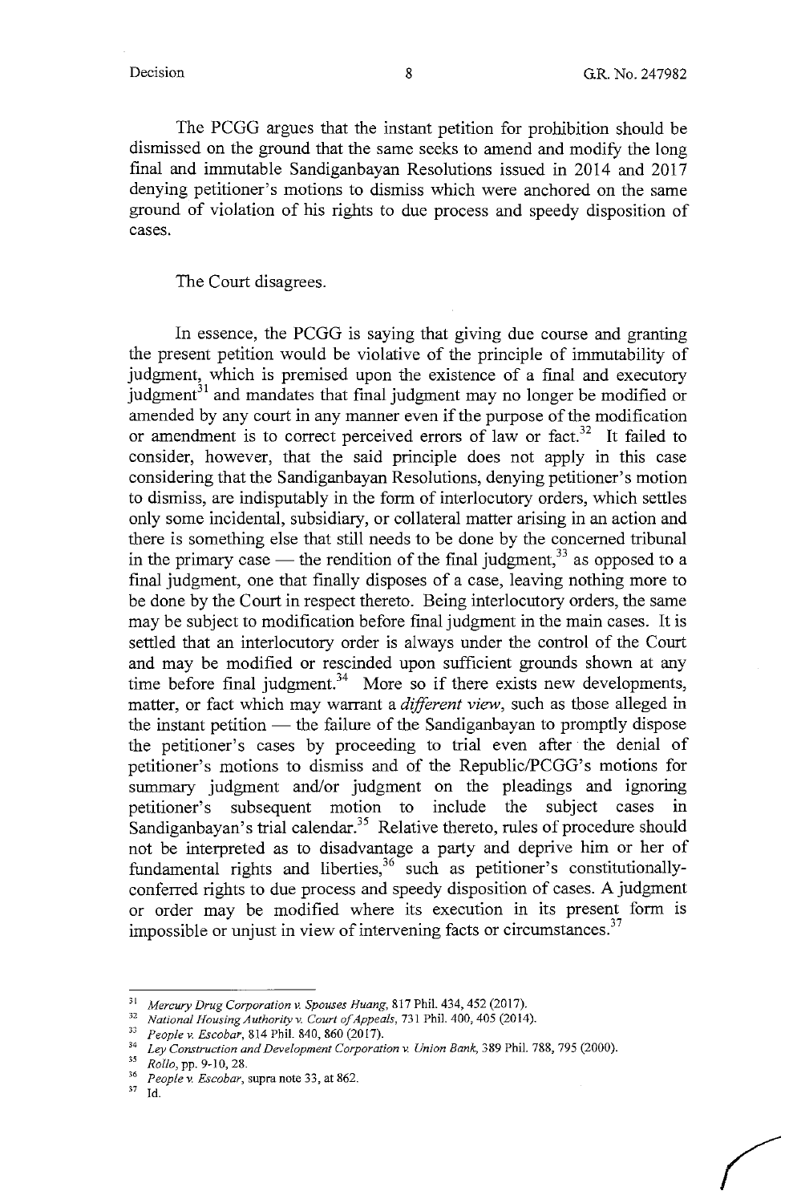The PCGG argues that the instant petition for prohibition should be dismissed on the ground that the same seeks to amend and modify the long final and immutable Sandiganbayan Resolutions issued in 2014 and 2017 denying petitioner's motions to dismiss which were anchored on the same ground of violation of his rights to due process and speedy disposition of cases.

The Court disagrees.

In essence, the PCGG is saying that giving due course and granting the present petition would be violative of the principle of immutability of judgment, which is premised upon the existence of a final and executory judgment[31] and mandates that final judgment may no longer be modified or amended by any court in any manner even if the purpose of the modification or amendment is to correct perceived errors of law or fact.[32] It failed to consider, however, that the said principle does not apply in this case considering that the Sandiganbayan Resolutions, denying petitioner's motion to dismiss, are indisputably in the form of interlocutory orders, which settles only some incidental, subsidiary, or collateral matter arising in an action and there is something else that still needs to be done by the concerned tribunal in the primary case — the rendition of the final judgment,[33] as opposed to a final judgment, one that finally disposes of a case, leaving nothing more to be done by the Court in respect thereto. Being interlocutory orders, the same may be subject to modification before final judgment in the main cases. It is settled that an interlocutory order is always under the control of the Court and may be modified or rescinded upon sufficient grounds shown at any time before final judgment.[34] More so if there exists new developments, matter, or fact which may warrant a *different view*, such as those alleged in the instant petition — the failure of the Sandiganbayan to promptly dispose the petitioner's cases by proceeding to trial even after the denial of petitioner's motions to dismiss and of the Republic/PCGG's motions for summary judgment and/or judgment on the pleadings and ignoring petitioner's subsequent motion to include the subject cases in Sandiganbayan's trial calendar.[35] Relative thereto, rules of procedure should not be interpreted as to disadvantage a party and deprive him or her of fundamental rights and liberties,[36] such as petitioner's constitutionally-conferred rights to due process and speedy disposition of cases. A judgment or order may be modified where its execution in its present form is impossible or unjust in view of intervening facts or circumstances.[37]

---

[31] *Mercury Drug Corporation v. Spouses Huang*, 817 Phil. 434, 452 (2017).

[32] *National Housing Authority v. Court of Appeals*, 731 Phil. 400, 405 (2014).

[33] *People v. Escobar*, 814 Phil. 840, 860 (2017).

[34] *Ley Construction and Development Corporation v. Union Bank*, 389 Phil. 788, 795 (2000).

[35] *Rollo*, pp. 9-10, 28.

[36] *People v. Escobar*, supra note 33, at 862.

[37] Id.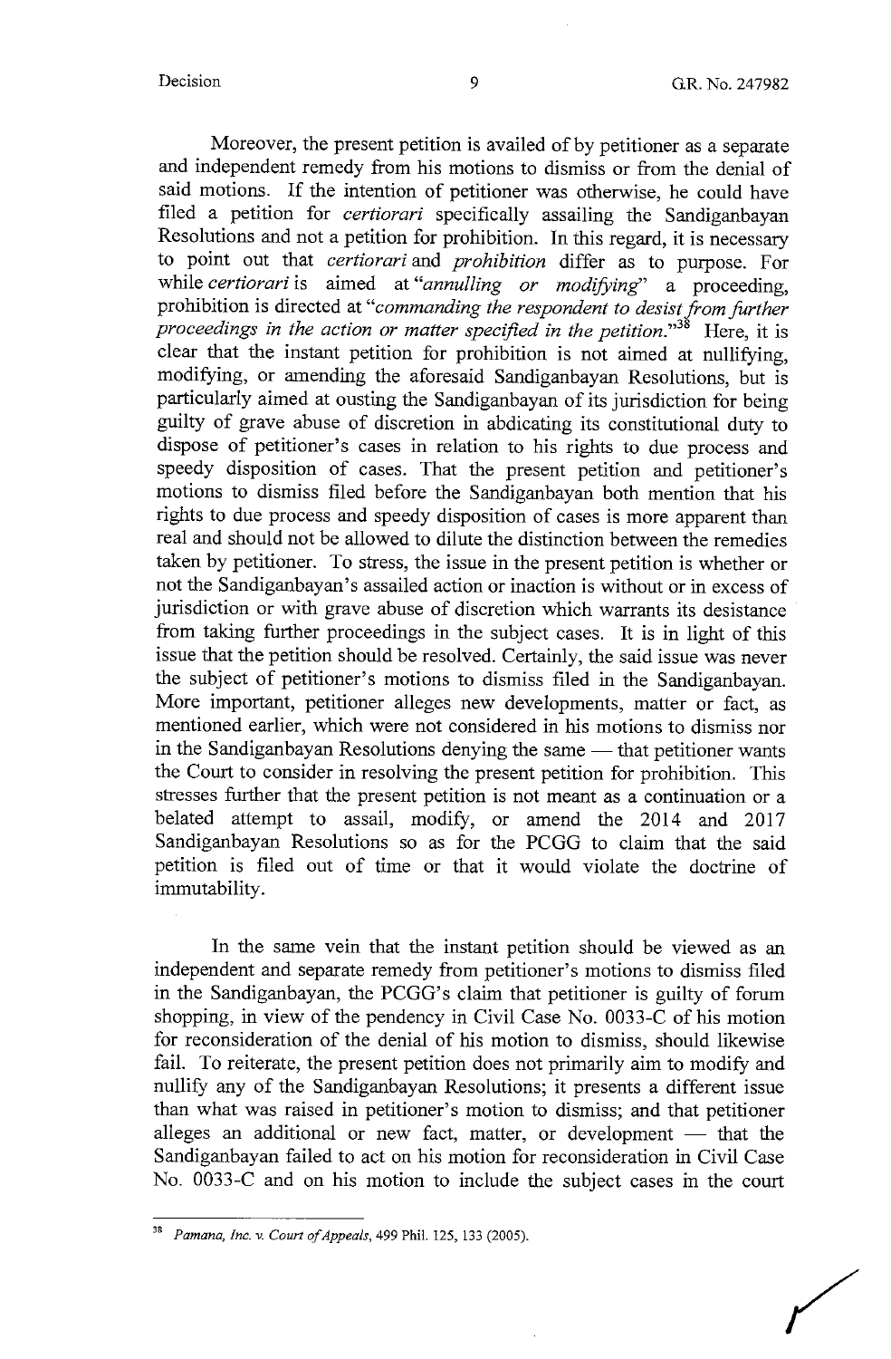Moreover, the present petition is availed of by petitioner as a separate and independent remedy from his motions to dismiss or from the denial of said motions. If the intention of petitioner was otherwise, he could have filed a petition for *certiorari* specifically assailing the Sandiganbayan Resolutions and not a petition for prohibition. In this regard, it is necessary to point out that *certiorari* and *prohibition* differ as to purpose. For while *certiorari* is aimed at "*annulling or modifying*" a proceeding, prohibition is directed at "*commanding the respondent to desist from further proceedings in the action or matter specified in the petition.*"[38] Here, it is clear that the instant petition for prohibition is not aimed at nullifying, modifying, or amending the aforesaid Sandiganbayan Resolutions, but is particularly aimed at ousting the Sandiganbayan of its jurisdiction for being guilty of grave abuse of discretion in abdicating its constitutional duty to dispose of petitioner's cases in relation to his rights to due process and speedy disposition of cases. That the present petition and petitioner's motions to dismiss filed before the Sandiganbayan both mention that his rights to due process and speedy disposition of cases is more apparent than real and should not be allowed to dilute the distinction between the remedies taken by petitioner. To stress, the issue in the present petition is whether or not the Sandiganbayan's assailed action or inaction is without or in excess of jurisdiction or with grave abuse of discretion which warrants its desistance from taking further proceedings in the subject cases. It is in light of this issue that the petition should be resolved. Certainly, the said issue was never the subject of petitioner's motions to dismiss filed in the Sandiganbayan. More important, petitioner alleges new developments, matter or fact, as mentioned earlier, which were not considered in his motions to dismiss nor in the Sandiganbayan Resolutions denying the same — that petitioner wants the Court to consider in resolving the present petition for prohibition. This stresses further that the present petition is not meant as a continuation or a belated attempt to assail, modify, or amend the 2014 and 2017 Sandiganbayan Resolutions so as for the PCGG to claim that the said petition is filed out of time or that it would violate the doctrine of immutability.

In the same vein that the instant petition should be viewed as an independent and separate remedy from petitioner's motions to dismiss filed in the Sandiganbayan, the PCGG's claim that petitioner is guilty of forum shopping, in view of the pendency in Civil Case No. 0033-C of his motion for reconsideration of the denial of his motion to dismiss, should likewise fail. To reiterate, the present petition does not primarily aim to modify and nullify any of the Sandiganbayan Resolutions; it presents a different issue than what was raised in petitioner's motion to dismiss; and that petitioner alleges an additional or new fact, matter, or development — that the Sandiganbayan failed to act on his motion for reconsideration in Civil Case No. 0033-C and on his motion to include the subject cases in the court

---

[38] *Pamana, Inc. v. Court of Appeals*, 499 Phil. 125, 133 (2005).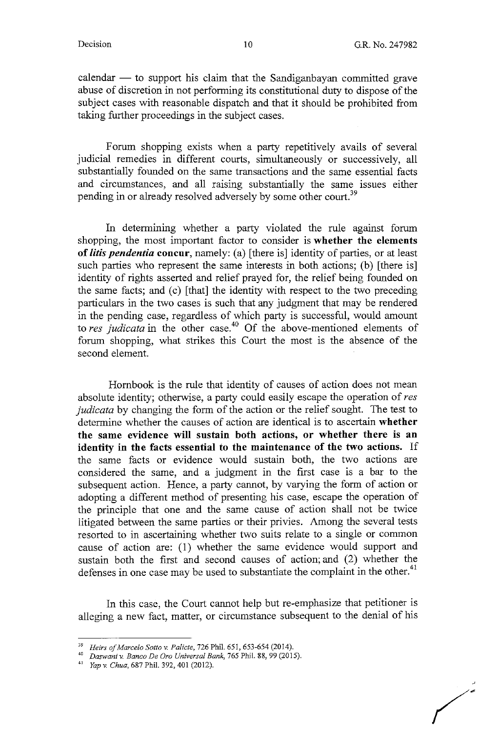calendar — to support his claim that the Sandiganbayan committed grave abuse of discretion in not performing its constitutional duty to dispose of the subject cases with reasonable dispatch and that it should be prohibited from taking further proceedings in the subject cases.

Forum shopping exists when a party repetitively avails of several judicial remedies in different courts, simultaneously or successively, all substantially founded on the same transactions and the same essential facts and circumstances, and all raising substantially the same issues either pending in or already resolved adversely by some other court.[39]

In determining whether a party violated the rule against forum shopping, the most important factor to consider is **whether the elements of *litis pendentia* concur**, namely: (a) [there is] identity of parties, or at least such parties who represent the same interests in both actions; (b) [there is] identity of rights asserted and relief prayed for, the relief being founded on the same facts; and (c) [that] the identity with respect to the two preceding particulars in the two cases is such that any judgment that may be rendered in the pending case, regardless of which party is successful, would amount to *res judicata* in the other case.[40] Of the above-mentioned elements of forum shopping, what strikes this Court the most is the absence of the second element.

Hornbook is the rule that identity of causes of action does not mean absolute identity; otherwise, a party could easily escape the operation of *res judicata* by changing the form of the action or the relief sought. The test to determine whether the causes of action are identical is to ascertain **whether the same evidence will sustain both actions, or whether there is an identity in the facts essential to the maintenance of the two actions.** If the same facts or evidence would sustain both, the two actions are considered the same, and a judgment in the first case is a bar to the subsequent action. Hence, a party cannot, by varying the form of action or adopting a different method of presenting his case, escape the operation of the principle that one and the same cause of action shall not be twice litigated between the same parties or their privies. Among the several tests resorted to in ascertaining whether two suits relate to a single or common cause of action are: (1) whether the same evidence would support and sustain both the first and second causes of action; and (2) whether the defenses in one case may be used to substantiate the complaint in the other.[41]

In this case, the Court cannot help but re-emphasize that petitioner is alleging a new fact, matter, or circumstance subsequent to the denial of his

---

[39] *Heirs of Marcelo Sotto v. Palicte*, 726 Phil. 651, 653-654 (2014).

[40] *Daswani v. Banco De Oro Universal Bank*, 765 Phil. 88, 99 (2015).

[41] *Yap v. Chua*, 687 Phil. 392, 401 (2012).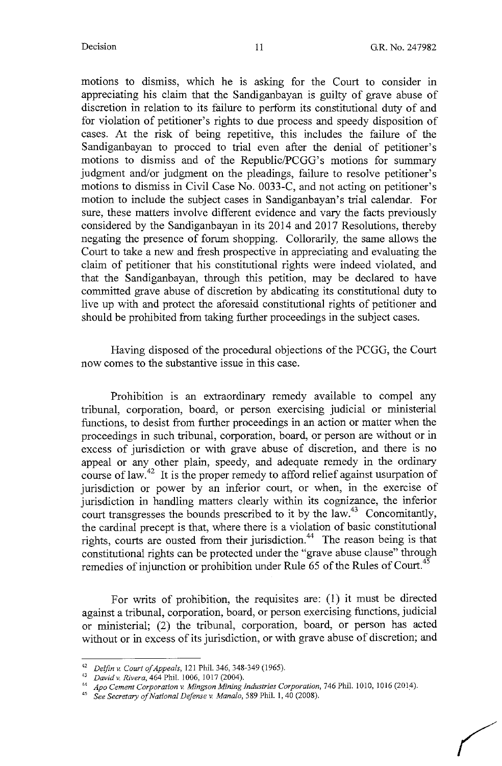motions to dismiss, which he is asking for the Court to consider in appreciating his claim that the Sandiganbayan is guilty of grave abuse of discretion in relation to its failure to perform its constitutional duty of and for violation of petitioner's rights to due process and speedy disposition of cases. At the risk of being repetitive, this includes the failure of the Sandiganbayan to procced to trial even after the denial of petitioner's motions to dismiss and of the Republic/PCGG's motions for summary judgment and/or judgment on the pleadings, failure to resolve petitioner's motions to dismiss in Civil Case No. 0033-C, and not acting on petitioner's motion to include the subject cases in Sandiganbayan's trial calendar. For sure, these matters involve different evidence and vary the facts previously considered by the Sandiganbayan in its 2014 and 2017 Resolutions, thereby negating the presence of forum shopping. Collorarily, the same allows the Court to take a new and fresh prospective in appreciating and evaluating the claim of petitioner that his constitutional rights were indeed violated, and that the Sandiganbayan, through this petition, may be declared to have committed grave abuse of discretion by abdicating its constitutional duty to live up with and protect the aforesaid constitutional rights of petitioner and should be prohibited from taking further proceedings in the subject cases.

Having disposed of the procedural objections of the PCGG, the Court now comes to the substantive issue in this case.

Prohibition is an extraordinary remedy available to compel any tribunal, corporation, board, or person exercising judicial or ministerial functions, to desist from further proceedings in an action or matter when the proceedings in such tribunal, corporation, board, or person are without or in excess of jurisdiction or with grave abuse of discretion, and there is no appeal or any other plain, speedy, and adequate remedy in the ordinary course of law.[42] It is the proper remedy to afford relief against usurpation of jurisdiction or power by an inferior court, or when, in the exercise of jurisdiction in handling matters clearly within its cognizance, the inferior court transgresses the bounds prescribed to it by the law.[43] Concomitantly, the cardinal precept is that, where there is a violation of basic constitutional rights, courts are ousted from their jurisdiction.[44] The reason being is that constitutional rights can be protected under the "grave abuse clause" through remedies of injunction or prohibition under Rule 65 of the Rules of Court.[45]

For writs of prohibition, the requisites are: (1) it must be directed against a tribunal, corporation, board, or person exercising functions, judicial or ministerial; (2) the tribunal, corporation, board, or person has acted without or in excess of its jurisdiction, or with grave abuse of discretion; and

---

[42] *Delfin v. Court of Appeals*, 121 Phil. 346, 348-349 (1965).

[43] *David v. Rivera*, 464 Phil. 1006, 1017 (2004).

[44] *Apo Cement Corporation v. Mingson Mining Industries Corporation*, 746 Phil. 1010, 1016 (2014).

[45] *See Secretary of National Defense v. Manalo*, 589 Phil. 1, 40 (2008).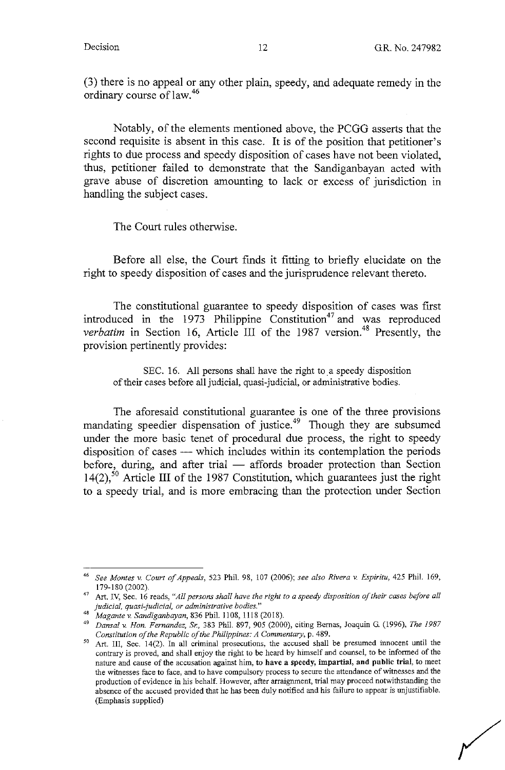(3) there is no appeal or any other plain, speedy, and adequate remedy in the ordinary course of law.[46]

Notably, of the elements mentioned above, the PCGG asserts that the second requisite is absent in this case. It is of the position that petitioner's rights to due process and speedy disposition of cases have not been violated, thus, petitioner failed to demonstrate that the Sandiganbayan acted with grave abuse of discretion amounting to lack or excess of jurisdiction in handling the subject cases.

The Court rules otherwise.

Before all else, the Court finds it fitting to briefly elucidate on the right to speedy disposition of cases and the jurisprudence relevant thereto.

The constitutional guarantee to speedy disposition of cases was first introduced in the 1973 Philippine Constitution[47] and was reproduced *verbatim* in Section 16, Article III of the 1987 version.[48] Presently, the provision pertinently provides:

> SEC. 16. All persons shall have the right to a speedy disposition of their cases before all judicial, quasi-judicial, or administrative bodies.

The aforesaid constitutional guarantee is one of the three provisions mandating speedier dispensation of justice.[49] Though they are subsumed under the more basic tenet of procedural due process, the right to speedy disposition of cases — which includes within its contemplation the periods before, during, and after trial — affords broader protection than Section 14(2),[50] Article III of the 1987 Constitution, which guarantees just the right to a speedy trial, and is more embracing than the protection under Section

---

[46] *See Montes v. Court of Appeals*, 523 Phil. 98, 107 (2006); *see also Rivera v. Espiritu*, 425 Phil. 169, 179-180 (2002).

[47] Art. IV, Sec. 16 reads, *"All persons shall have the right to a speedy disposition of their cases before all judicial, quasi-judicial, or administrative bodies."*

[48] *Magante v. Sandiganbayan*, 836 Phil. 1108, 1118 (2018).

[49] *Dansal v. Hon. Fernandez, Sr.*, 383 Phil. 897, 905 (2000), citing Bernas, Joaquin G. (1996), *The 1987 Constitution of the Republic of the Philippines: A Commentary*, p. 489.

[50] Art. III, Sec. 14(2). In all criminal prosecutions, the accused shall be presumed innocent until the contrary is proved, and shall enjoy the right to be heard by himself and counsel, to be informed of the nature and cause of the accusation against him, **to have a speedy, impartial, and public trial**, to meet the witnesses face to face, and to have compulsory process to secure the attendance of witnesses and the production of evidence in his behalf. However, after arraignment, trial may proceed notwithstanding the absence of the accused provided that he has been duly notified and his failure to appear is unjustifiable. (Emphasis supplied)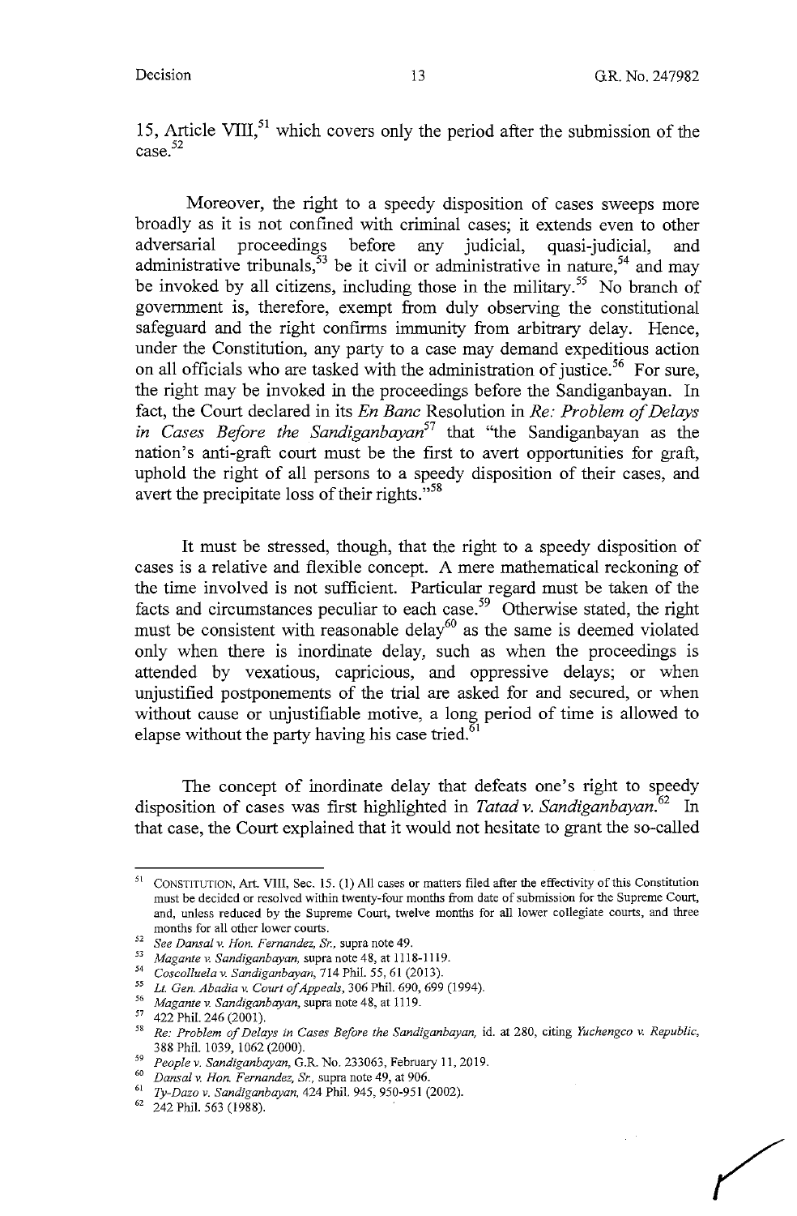15, Article VIII,[51] which covers only the period after the submission of the case.[52]

Moreover, the right to a speedy disposition of cases sweeps more broadly as it is not confined with criminal cases; it extends even to other adversarial proceedings before any judicial, quasi-judicial, and administrative tribunals,[53] be it civil or administrative in nature,[54] and may be invoked by all citizens, including those in the military.[55] No branch of government is, therefore, exempt from duly observing the constitutional safeguard and the right confirms immunity from arbitrary delay. Hence, under the Constitution, any party to a case may demand expeditious action on all officials who are tasked with the administration of justice.[56] For sure, the right may be invoked in the proceedings before the Sandiganbayan. In fact, the Court declared in its *En Banc* Resolution in *Re: Problem of Delays in Cases Before the Sandiganbayan*[57] that "the Sandiganbayan as the nation's anti-graft court must be the first to avert opportunities for graft, uphold the right of all persons to a speedy disposition of their cases, and avert the precipitate loss of their rights."[58]

It must be stressed, though, that the right to a speedy disposition of cases is a relative and flexible concept. A mere mathematical reckoning of the time involved is not sufficient. Particular regard must be taken of the facts and circumstances peculiar to each case.[59] Otherwise stated, the right must be consistent with reasonable delay[60] as the same is deemed violated only when there is inordinate delay, such as when the proceedings is attended by vexatious, capricious, and oppressive delays; or when unjustified postponements of the trial are asked for and secured, or when without cause or unjustifiable motive, a long period of time is allowed to elapse without the party having his case tried.[61]

The concept of inordinate delay that defeats one's right to speedy disposition of cases was first highlighted in *Tatad v. Sandiganbayan*.[62] In that case, the Court explained that it would not hesitate to grant the so-called

---

[51] CONSTITUTION, Art. VIII, Sec. 15. (1) All cases or matters filed after the effectivity of this Constitution must be decided or resolved within twenty-four months from date of submission for the Supreme Court, and, unless reduced by the Supreme Court, twelve months for all lower collegiate courts, and three months for all other lower courts.

[52] *See Dansal v. Hon. Fernandez, Sr.*, supra note 49.

[53] *Magante v. Sandiganbayan*, supra note 48, at 1118-1119.

[54] *Coscolluela v. Sandiganbayan*, 714 Phil. 55, 61 (2013).

[55] *Lt. Gen. Abadia v. Court of Appeals*, 306 Phil. 690, 699 (1994).

[56] *Magante v. Sandiganbayan*, supra note 48, at 1119.

[57] 422 Phil. 246 (2001).

[58] *Re: Problem of Delays in Cases Before the Sandiganbayan*, id. at 280, citing *Yuchengco v. Republic*, 388 Phil. 1039, 1062 (2000).

[59] *People v. Sandiganbayan*, G.R. No. 233063, February 11, 2019.

[60] *Dansal v. Hon. Fernandez, Sr.*, supra note 49, at 906.

[61] *Ty-Dazo v. Sandiganbayan*, 424 Phil. 945, 950-951 (2002).

[62] 242 Phil. 563 (1988).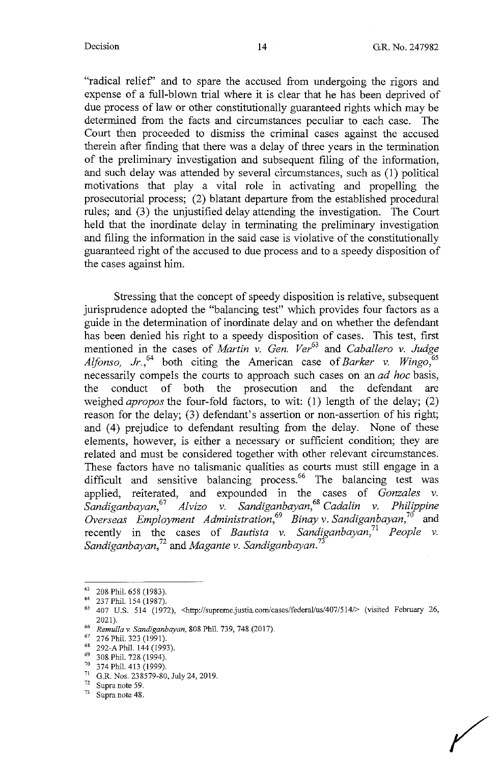"radical relief" and to spare the accused from undergoing the rigors and expense of a full-blown trial where it is clear that he has been deprived of due process of law or other constitutionally guaranteed rights which may be determined from the facts and circumstances peculiar to each case. The Court then proceeded to dismiss the criminal cases against the accused therein after finding that there was a delay of three years in the termination of the preliminary investigation and subsequent filing of the information, and such delay was attended by several circumstances, such as (1) political motivations that play a vital role in activating and propelling the prosecutorial process; (2) blatant departure from the established procedural rules; and (3) the unjustified delay attending the investigation. The Court held that the inordinate delay in terminating the preliminary investigation and filing the information in the said case is violative of the constitutionally guaranteed right of the accused to due process and to a speedy disposition of the cases against him.

Stressing that the concept of speedy disposition is relative, subsequent jurisprudence adopted the "balancing test" which provides four factors as a guide in the determination of inordinate delay and on whether the defendant has been denied his right to a speedy disposition of cases. This test, first mentioned in the cases of *Martin v. Gen. Ver*[63] and *Caballero v. Judge Alfonso, Jr.*,[64] both citing the American case of *Barker v. Wingo*,[65] necessarily compels the courts to approach such cases on an *ad hoc* basis, the conduct of both the prosecution and the defendant are weighed *apropos* the four-fold factors, to wit: (1) length of the delay; (2) reason for the delay; (3) defendant's assertion or non-assertion of his right; and (4) prejudice to defendant resulting from the delay. None of these elements, however, is either a necessary or sufficient condition; they are related and must be considered together with other relevant circumstances. These factors have no talismanic qualities as courts must still engage in a difficult and sensitive balancing process.[66] The balancing test was applied, reiterated, and expounded in the cases of *Gonzales v. Sandiganbayan*,[67] *Alvizo v. Sandiganbayan*,[68] *Cadalin v. Philippine Overseas Employment Administration*,[69] *Binay v. Sandiganbayan*,[70] and recently in the cases of *Bautista v. Sandiganbayan*,[71] *People v. Sandiganbayan*,[72] and *Magante v. Sandiganbayan*.[73]

---

[63] 208 Phil. 658 (1983).
[64] 237 Phil. 154 (1987).
[65] 407 U.S. 514 (1972), <http://supreme.justia.com/cases/federal/us/407/514/> (visited February 26, 2021).
[66] *Remulla v. Sandiganbayan*, 808 Phil. 739, 748 (2017).
[67] 276 Phil. 323 (1991).
[68] 292-A Phil. 144 (1993).
[69] 308 Phil. 728 (1994).
[70] 374 Phil. 413 (1999).
[71] G.R. Nos. 238579-80, July 24, 2019.
[72] Supra note 59.
[73] Supra note 48.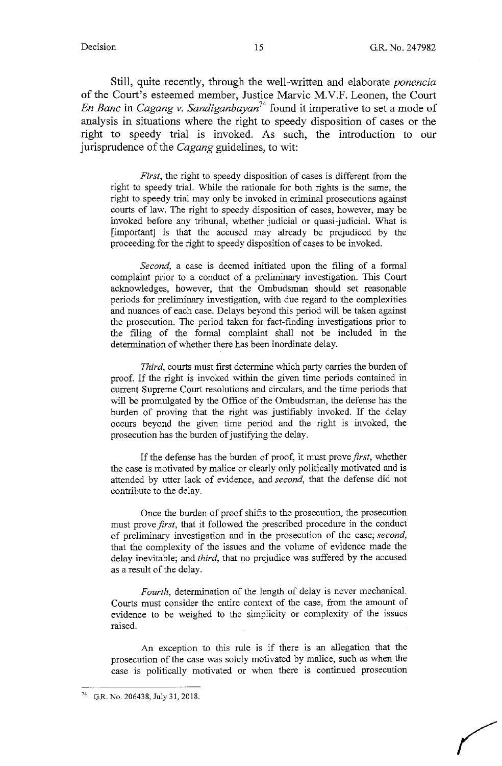Still, quite recently, through the well-written and elaborate *ponencia* of the Court's esteemed member, Justice Marvic M.V.F. Leonen, the Court *En Banc* in *Cagang v. Sandiganbayan*[74] found it imperative to set a mode of analysis in situations where the right to speedy disposition of cases or the right to speedy trial is invoked. As such, the introduction to our jurisprudence of the *Cagang* guidelines, to wit:

> *First*, the right to speedy disposition of cases is different from the right to speedy trial. While the rationale for both rights is the same, the right to speedy trial may only be invoked in criminal prosecutions against courts of law. The right to speedy disposition of cases, however, may be invoked before any tribunal, whether judicial or quasi-judicial. What is [important] is that the accused may already be prejudiced by the proceeding for the right to speedy disposition of cases to be invoked.
>
> *Second*, a case is deemed initiated upon the filing of a formal complaint prior to a conduct of a preliminary investigation. This Court acknowledges, however, that the Ombudsman should set reasonable periods for preliminary investigation, with due regard to the complexities and nuances of each case. Delays beyond this period will be taken against the prosecution. The period taken for fact-finding investigations prior to the filing of the formal complaint shall not be included in the determination of whether there has been inordinate delay.
>
> *Third*, courts must first determine which party carries the burden of proof. If the right is invoked within the given time periods contained in current Supreme Court resolutions and circulars, and the time periods that will be promulgated by the Office of the Ombudsman, the defense has the burden of proving that the right was justifiably invoked. If the delay occurs beyond the given time period and the right is invoked, the prosecution has the burden of justifying the delay.
>
> If the defense has the burden of proof, it must prove *first*, whether the case is motivated by malice or clearly only politically motivated and is attended by utter lack of evidence, and *second*, that the defense did not contribute to the delay.
>
> Once the burden of proof shifts to the prosecution, the prosecution must prove *first*, that it followed the prescribed procedure in the conduct of preliminary investigation and in the prosecution of the case; *second*, that the complexity of the issues and the volume of evidence made the delay inevitable; and *third*, that no prejudice was suffered by the accused as a result of the delay.
>
> *Fourth*, determination of the length of delay is never mechanical. Courts must consider the entire context of the case, from the amount of evidence to be weighed to the simplicity or complexity of the issues raised.
>
> An exception to this rule is if there is an allegation that the prosecution of the case was solely motivated by malice, such as when the case is politically motivated or when there is continued prosecution

---

[74] G.R. No. 206438, July 31, 2018.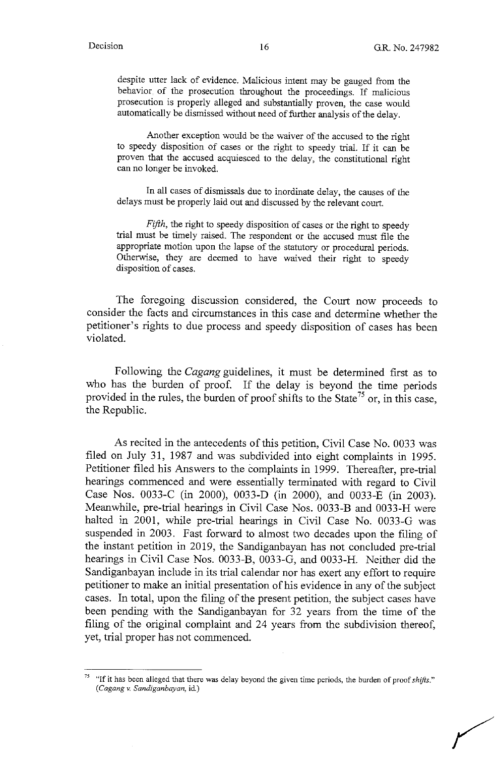despite utter lack of evidence. Malicious intent may be gauged from the behavior of the prosecution throughout the proceedings. If malicious prosecution is properly alleged and substantially proven, the case would automatically be dismissed without need of further analysis of the delay.

> Another exception would be the waiver of the accused to the right to speedy disposition of cases or the right to speedy trial. If it can be proven that the accused acquiesced to the delay, the constitutional right can no longer be invoked.
>
> In all cases of dismissals due to inordinate delay, the causes of the delays must be properly laid out and discussed by the relevant court.
>
> *Fifth*, the right to speedy disposition of cases or the right to speedy trial must be timely raised. The respondent or the accused must file the appropriate motion upon the lapse of the statutory or procedural periods. Otherwise, they are deemed to have waived their right to speedy disposition of cases.

The foregoing discussion considered, the Court now proceeds to consider the facts and circumstances in this case and determine whether the petitioner's rights to due process and speedy disposition of cases has been violated.

Following the *Cagang* guidelines, it must be determined first as to who has the burden of proof. If the delay is beyond the time periods provided in the rules, the burden of proof shifts to the State[75] or, in this case, the Republic.

As recited in the antecedents of this petition, Civil Case No. 0033 was filed on July 31, 1987 and was subdivided into eight complaints in 1995. Petitioner filed his Answers to the complaints in 1999. Thereafter, pre-trial hearings commenced and were essentially terminated with regard to Civil Case Nos. 0033-C (in 2000), 0033-D (in 2000), and 0033-E (in 2003). Meanwhile, pre-trial hearings in Civil Case Nos. 0033-B and 0033-H were halted in 2001, while pre-trial hearings in Civil Case No. 0033-G was suspended in 2003. Fast forward to almost two decades upon the filing of the instant petition in 2019, the Sandiganbayan has not concluded pre-trial hearings in Civil Case Nos. 0033-B, 0033-G, and 0033-H. Neither did the Sandiganbayan include in its trial calendar nor has exert any effort to require petitioner to make an initial presentation of his evidence in any of the subject cases. In total, upon the filing of the present petition, the subject cases have been pending with the Sandiganbayan for 32 years from the time of the filing of the original complaint and 24 years from the subdivision thereof, yet, trial proper has not commenced.

---

[75] "If it has been alleged that there was delay beyond the given time periods, the burden of proof *shifts*." (*Cagang v. Sandiganbayan*, id.)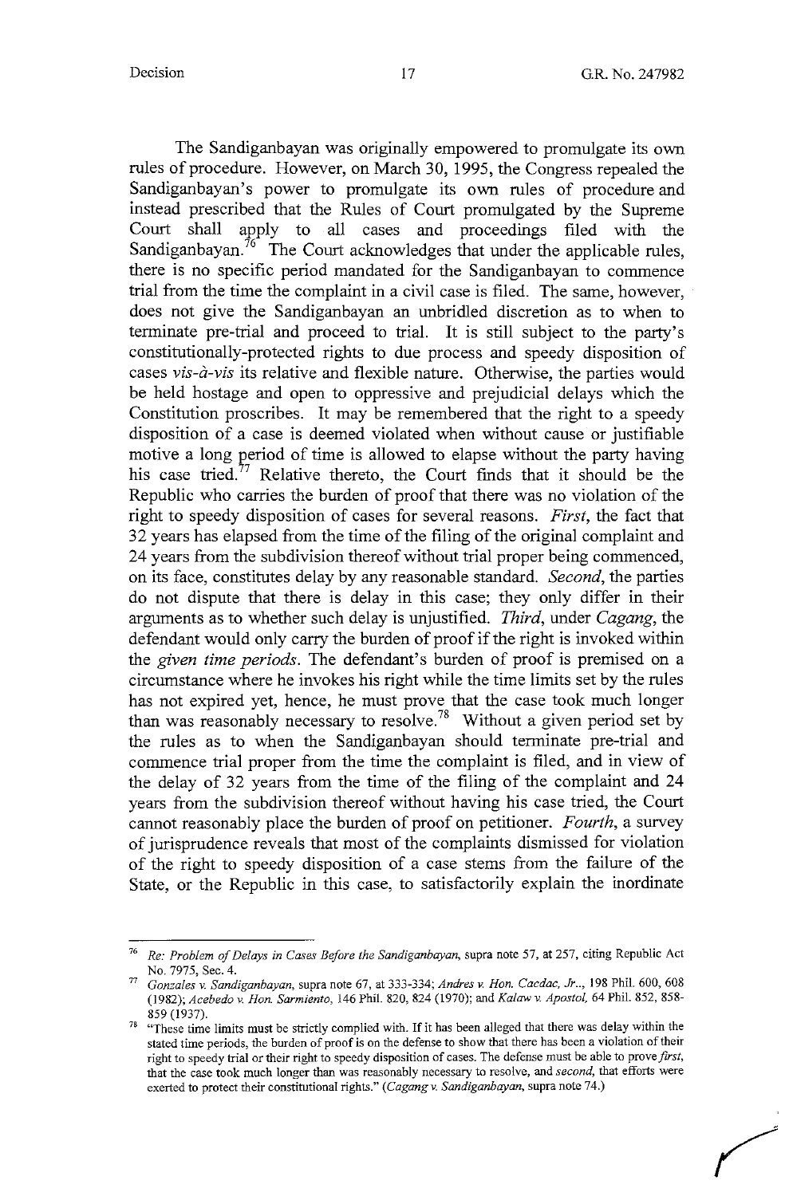The Sandiganbayan was originally empowered to promulgate its own rules of procedure. However, on March 30, 1995, the Congress repealed the Sandiganbayan's power to promulgate its own rules of procedure and instead prescribed that the Rules of Court promulgated by the Supreme Court shall apply to all cases and proceedings filed with the Sandiganbayan.[76] The Court acknowledges that under the applicable rules, there is no specific period mandated for the Sandiganbayan to commence trial from the time the complaint in a civil case is filed. The same, however, does not give the Sandiganbayan an unbridled discretion as to when to terminate pre-trial and proceed to trial. It is still subject to the party's constitutionally-protected rights to due process and speedy disposition of cases *vis-à-vis* its relative and flexible nature. Otherwise, the parties would be held hostage and open to oppressive and prejudicial delays which the Constitution proscribes. It may be remembered that the right to a speedy disposition of a case is deemed violated when without cause or justifiable motive a long period of time is allowed to elapse without the party having his case tried.[77] Relative thereto, the Court finds that it should be the Republic who carries the burden of proof that there was no violation of the right to speedy disposition of cases for several reasons. *First*, the fact that 32 years has elapsed from the time of the filing of the original complaint and 24 years from the subdivision thereof without trial proper being commenced, on its face, constitutes delay by any reasonable standard. *Second*, the parties do not dispute that there is delay in this case; they only differ in their arguments as to whether such delay is unjustified. *Third*, under *Cagang*, the defendant would only carry the burden of proof if the right is invoked within the *given time periods*. The defendant's burden of proof is premised on a circumstance where he invokes his right while the time limits set by the rules has not expired yet, hence, he must prove that the case took much longer than was reasonably necessary to resolve.[78] Without a given period set by the rules as to when the Sandiganbayan should terminate pre-trial and commence trial proper from the time the complaint is filed, and in view of the delay of 32 years from the time of the filing of the complaint and 24 years from the subdivision thereof without having his case tried, the Court cannot reasonably place the burden of proof on petitioner. *Fourth*, a survey of jurisprudence reveals that most of the complaints dismissed for violation of the right to speedy disposition of a case stems from the failure of the State, or the Republic in this case, to satisfactorily explain the inordinate

---

[76] *Re: Problem of Delays in Cases Before the Sandiganbayan*, supra note 57, at 257, citing Republic Act No. 7975, Sec. 4.

[77] *Gonzales v. Sandiganbayan*, supra note 67, at 333-334; *Andres v. Hon. Cacdac, Jr.*, 198 Phil. 600, 608 (1982); *Acebedo v. Hon. Sarmiento*, 146 Phil. 820, 824 (1970); and *Kalaw v. Apostol*, 64 Phil. 852, 858-859 (1937).

[78] "These time limits must be strictly complied with. If it has been alleged that there was delay within the stated time periods, the burden of proof is on the defense to show that there has been a violation of their right to speedy trial or their right to speedy disposition of cases. The defense must be able to prove *first*, that the case took much longer than was reasonably necessary to resolve, and *second*, that efforts were exerted to protect their constitutional rights." (*Cagang v. Sandiganbayan*, supra note 74.)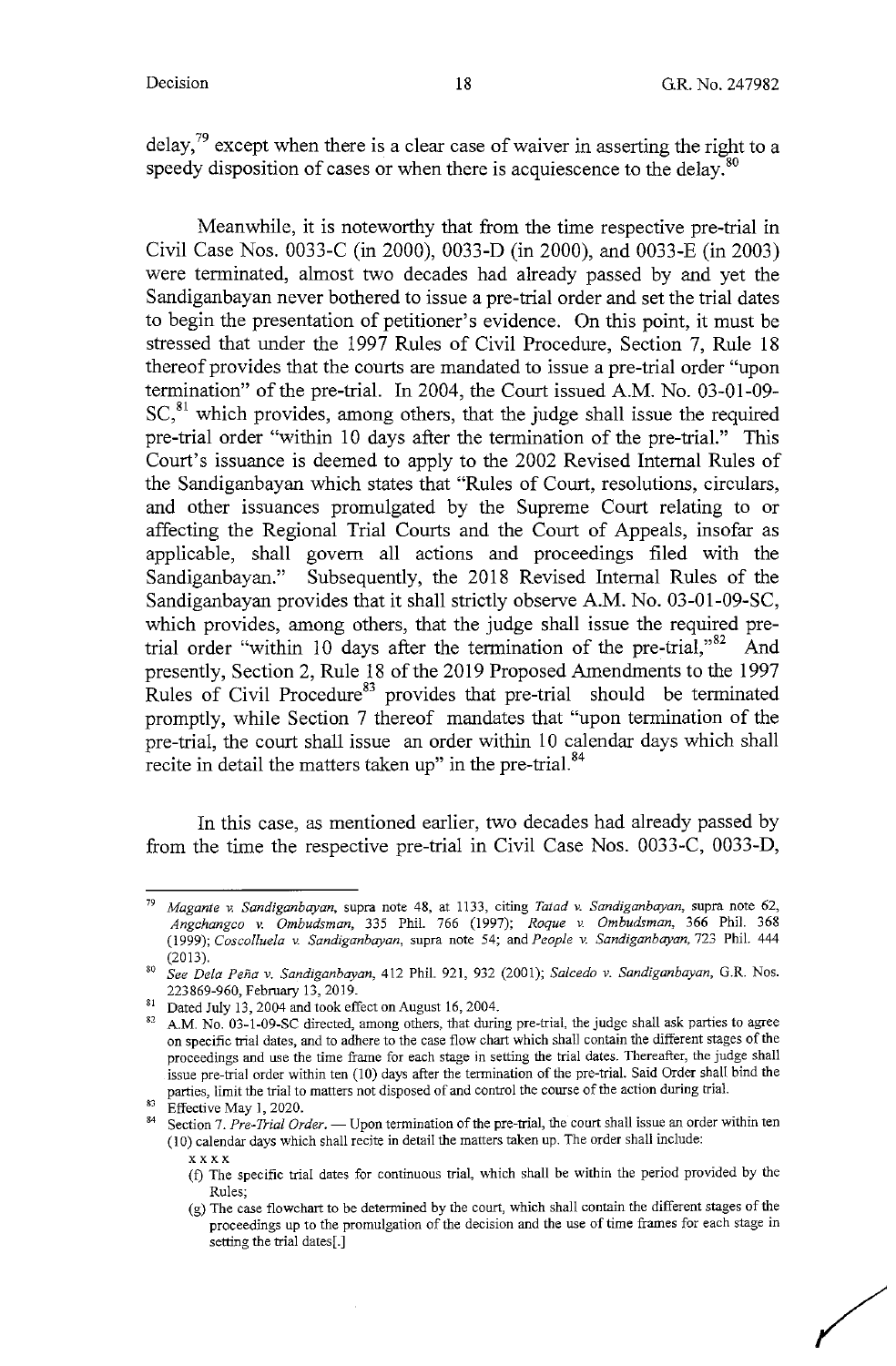delay,[79] except when there is a clear case of waiver in asserting the right to a speedy disposition of cases or when there is acquiescence to the delay.[80]

Meanwhile, it is noteworthy that from the time respective pre-trial in Civil Case Nos. 0033-C (in 2000), 0033-D (in 2000), and 0033-E (in 2003) were terminated, almost two decades had already passed by and yet the Sandiganbayan never bothered to issue a pre-trial order and set the trial dates to begin the presentation of petitioner's evidence. On this point, it must be stressed that under the 1997 Rules of Civil Procedure, Section 7, Rule 18 thereof provides that the courts are mandated to issue a pre-trial order "upon termination" of the pre-trial. In 2004, the Court issued A.M. No. 03-01-09-SC,[81] which provides, among others, that the judge shall issue the required pre-trial order "within 10 days after the termination of the pre-trial." This Court's issuance is deemed to apply to the 2002 Revised Internal Rules of the Sandiganbayan which states that "Rules of Court, resolutions, circulars, and other issuances promulgated by the Supreme Court relating to or affecting the Regional Trial Courts and the Court of Appeals, insofar as applicable, shall govern all actions and proceedings filed with the Sandiganbayan." Subsequently, the 2018 Revised Internal Rules of the Sandiganbayan provides that it shall strictly observe A.M. No. 03-01-09-SC, which provides, among others, that the judge shall issue the required pre-trial order "within 10 days after the termination of the pre-trial,"[82] And presently, Section 2, Rule 18 of the 2019 Proposed Amendments to the 1997 Rules of Civil Procedure[83] provides that pre-trial should be terminated promptly, while Section 7 thereof mandates that "upon termination of the pre-trial, the court shall issue an order within 10 calendar days which shall recite in detail the matters taken up" in the pre-trial.[84]

In this case, as mentioned earlier, two decades had already passed by from the time the respective pre-trial in Civil Case Nos. 0033-C, 0033-D,

---

[79] *Magante v. Sandiganbayan*, supra note 48, at 1133, citing *Tatad v. Sandiganbayan*, supra note 62, *Angchangco v. Ombudsman*, 335 Phil. 766 (1997); *Roque v. Ombudsman*, 366 Phil. 368 (1999); *Coscolluela v. Sandiganbayan*, supra note 54; and *People v. Sandiganbayan*, 723 Phil. 444 (2013).

[80] *See Dela Peña v. Sandiganbayan*, 412 Phil. 921, 932 (2001); *Salcedo v. Sandiganbayan*, G.R. Nos. 223869-960, February 13, 2019.

[81] Dated July 13, 2004 and took effect on August 16, 2004.

[82] A.M. No. 03-1-09-SC directed, among others, that during pre-trial, the judge shall ask parties to agree on specific trial dates, and to adhere to the case flow chart which shall contain the different stages of the proceedings and use the time frame for each stage in setting the trial dates. Thereafter, the judge shall issue pre-trial order within ten (10) days after the termination of the pre-trial. Said Order shall bind the parties, limit the trial to matters not disposed of and control the course of the action during trial.

[83] Effective May 1, 2020.

[84] Section 7. *Pre-Trial Order.* — Upon termination of the pre-trial, the court shall issue an order within ten (10) calendar days which shall recite in detail the matters taken up. The order shall include:

x x x x

(f) The specific trial dates for continuous trial, which shall be within the period provided by the Rules;

(g) The case flowchart to be determined by the court, which shall contain the different stages of the proceedings up to the promulgation of the decision and the use of time frames for each stage in setting the trial dates[.]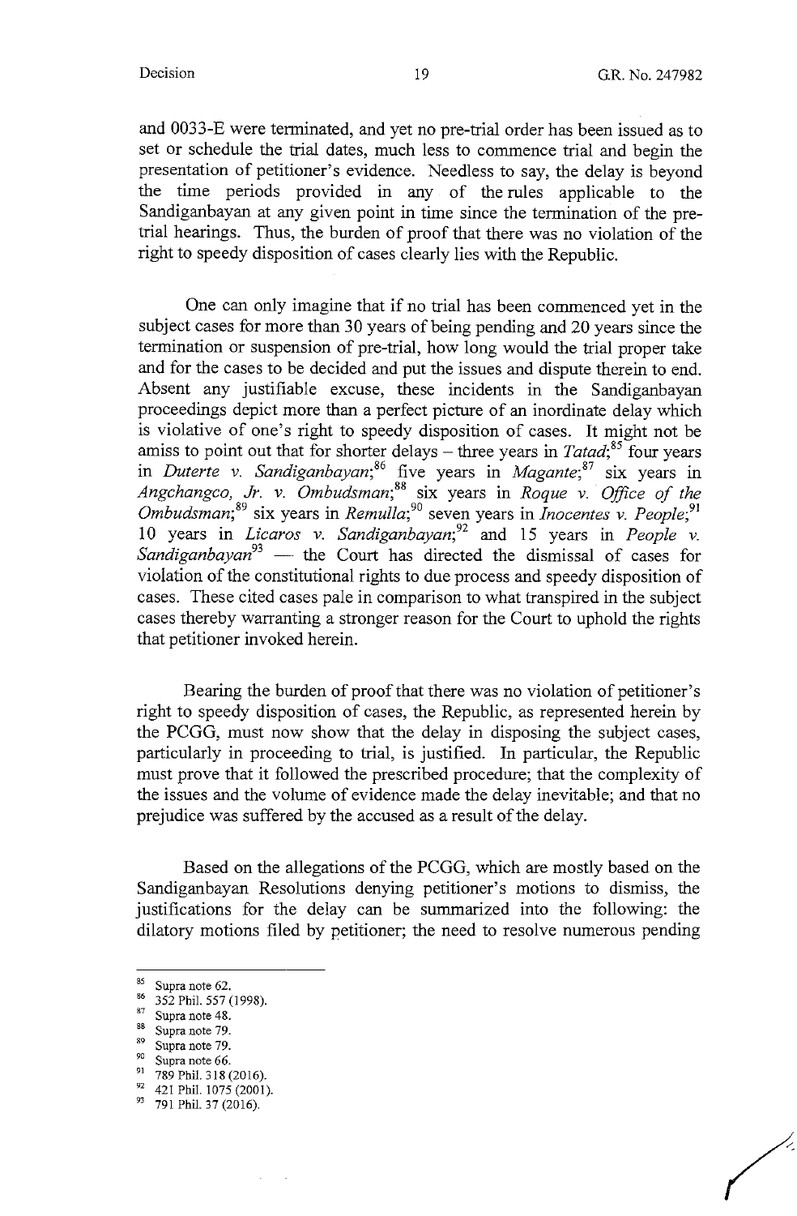and 0033-E were terminated, and yet no pre-trial order has been issued as to set or schedule the trial dates, much less to commence trial and begin the presentation of petitioner's evidence. Needless to say, the delay is beyond the time periods provided in any of the rules applicable to the Sandiganbayan at any given point in time since the termination of the pre-trial hearings. Thus, the burden of proof that there was no violation of the right to speedy disposition of cases clearly lies with the Republic.

One can only imagine that if no trial has been commenced yet in the subject cases for more than 30 years of being pending and 20 years since the termination or suspension of pre-trial, how long would the trial proper take and for the cases to be decided and put the issues and dispute therein to end. Absent any justifiable excuse, these incidents in the Sandiganbayan proceedings depict more than a perfect picture of an inordinate delay which is violative of one's right to speedy disposition of cases. It might not be amiss to point out that for shorter delays – three years in *Tatad*;[85] four years in *Duterte v. Sandiganbayan*;[86] five years in *Magante*;[87] six years in *Angchangco, Jr. v. Ombudsman*;[88] six years in *Roque v. Office of the Ombudsman*;[89] six years in *Remulla*;[90] seven years in *Inocentes v. People*;[91] 10 years in *Licaros v. Sandiganbayan*;[92] and 15 years in *People v. Sandiganbayan*[93] — the Court has directed the dismissal of cases for violation of the constitutional rights to due process and speedy disposition of cases. These cited cases pale in comparison to what transpired in the subject cases thereby warranting a stronger reason for the Court to uphold the rights that petitioner invoked herein.

Bearing the burden of proof that there was no violation of petitioner's right to speedy disposition of cases, the Republic, as represented herein by the PCGG, must now show that the delay in disposing the subject cases, particularly in proceeding to trial, is justified. In particular, the Republic must prove that it followed the prescribed procedure; that the complexity of the issues and the volume of evidence made the delay inevitable; and that no prejudice was suffered by the accused as a result of the delay.

Based on the allegations of the PCGG, which are mostly based on the Sandiganbayan Resolutions denying petitioner's motions to dismiss, the justifications for the delay can be summarized into the following: the dilatory motions filed by petitioner; the need to resolve numerous pending

---

[85] Supra note 62.

[86] 352 Phil. 557 (1998).

[87] Supra note 48.

[88] Supra note 79.

[89] Supra note 79.

[90] Supra note 66.

[91] 789 Phil. 318 (2016).

[92] 421 Phil. 1075 (2001).

[93] 791 Phil. 37 (2016).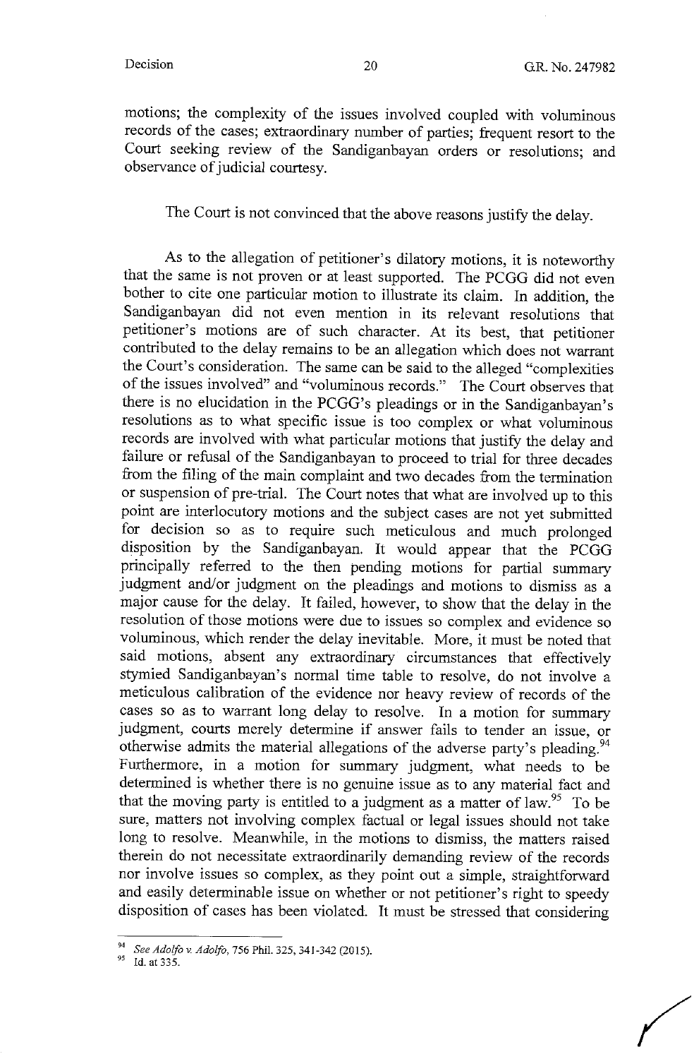motions; the complexity of the issues involved coupled with voluminous records of the cases; extraordinary number of parties; frequent resort to the Court seeking review of the Sandiganbayan orders or resolutions; and observance of judicial courtesy.

The Court is not convinced that the above reasons justify the delay.

As to the allegation of petitioner's dilatory motions, it is noteworthy that the same is not proven or at least supported. The PCGG did not even bother to cite one particular motion to illustrate its claim. In addition, the Sandiganbayan did not even mention in its relevant resolutions that petitioner's motions are of such character. At its best, that petitioner contributed to the delay remains to be an allegation which does not warrant the Court's consideration. The same can be said to the alleged "complexities of the issues involved" and "voluminous records." The Court observes that there is no elucidation in the PCGG's pleadings or in the Sandiganbayan's resolutions as to what specific issue is too complex or what voluminous records are involved with what particular motions that justify the delay and failure or refusal of the Sandiganbayan to proceed to trial for three decades from the filing of the main complaint and two decades from the termination or suspension of pre-trial. The Court notes that what are involved up to this point are interlocutory motions and the subject cases are not yet submitted for decision so as to require such meticulous and much prolonged disposition by the Sandiganbayan. It would appear that the PCGG principally referred to the then pending motions for partial summary judgment and/or judgment on the pleadings and motions to dismiss as a major cause for the delay. It failed, however, to show that the delay in the resolution of those motions were due to issues so complex and evidence so voluminous, which render the delay inevitable. More, it must be noted that said motions, absent any extraordinary circumstances that effectively stymied Sandiganbayan's normal time table to resolve, do not involve a meticulous calibration of the evidence nor heavy review of records of the cases so as to warrant long delay to resolve. In a motion for summary judgment, courts merely determine if answer fails to tender an issue, or otherwise admits the material allegations of the adverse party's pleading.[94] Furthermore, in a motion for summary judgment, what needs to be determined is whether there is no genuine issue as to any material fact and that the moving party is entitled to a judgment as a matter of law.[95] To be sure, matters not involving complex factual or legal issues should not take long to resolve. Meanwhile, in the motions to dismiss, the matters raised therein do not necessitate extraordinarily demanding review of the records nor involve issues so complex, as they point out a simple, straightforward and easily determinable issue on whether or not petitioner's right to speedy disposition of cases has been violated. It must be stressed that considering

---

[94] *See Adolfo v. Adolfo*, 756 Phil. 325, 341-342 (2015).

[95] Id. at 335.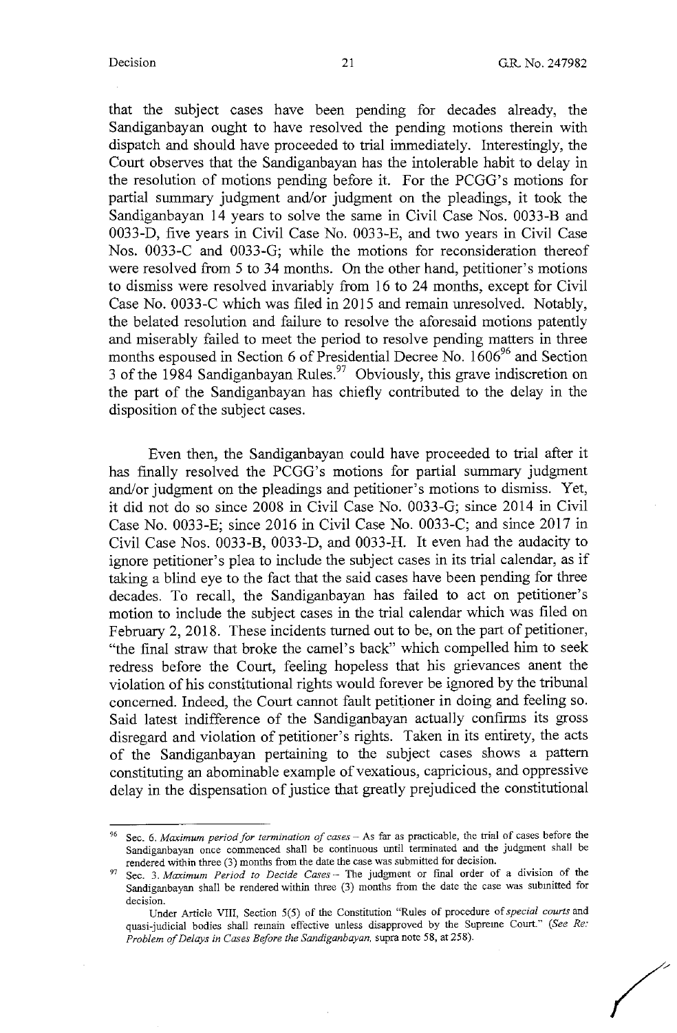that the subject cases have been pending for decades already, the Sandiganbayan ought to have resolved the pending motions therein with dispatch and should have proceeded to trial immediately. Interestingly, the Court observes that the Sandiganbayan has the intolerable habit to delay in the resolution of motions pending before it. For the PCGG's motions for partial summary judgment and/or judgment on the pleadings, it took the Sandiganbayan 14 years to solve the same in Civil Case Nos. 0033-B and 0033-D, five years in Civil Case No. 0033-E, and two years in Civil Case Nos. 0033-C and 0033-G; while the motions for reconsideration thereof were resolved from 5 to 34 months. On the other hand, petitioner's motions to dismiss were resolved invariably from 16 to 24 months, except for Civil Case No. 0033-C which was filed in 2015 and remain unresolved. Notably, the belated resolution and failure to resolve the aforesaid motions patently and miserably failed to meet the period to resolve pending matters in three months espoused in Section 6 of Presidential Decree No. 1606[96] and Section 3 of the 1984 Sandiganbayan Rules.[97] Obviously, this grave indiscretion on the part of the Sandiganbayan has chiefly contributed to the delay in the disposition of the subject cases.

Even then, the Sandiganbayan could have proceeded to trial after it has finally resolved the PCGG's motions for partial summary judgment and/or judgment on the pleadings and petitioner's motions to dismiss. Yet, it did not do so since 2008 in Civil Case No. 0033-G; since 2014 in Civil Case No. 0033-E; since 2016 in Civil Case No. 0033-C; and since 2017 in Civil Case Nos. 0033-B, 0033-D, and 0033-H. It even had the audacity to ignore petitioner's plea to include the subject cases in its trial calendar, as if taking a blind eye to the fact that the said cases have been pending for three decades. To recall, the Sandiganbayan has failed to act on petitioner's motion to include the subject cases in the trial calendar which was filed on February 2, 2018. These incidents turned out to be, on the part of petitioner, "the final straw that broke the camel's back" which compelled him to seek redress before the Court, feeling hopeless that his grievances anent the violation of his constitutional rights would forever be ignored by the tribunal concerned. Indeed, the Court cannot fault petitioner in doing and feeling so. Said latest indifference of the Sandiganbayan actually confirms its gross disregard and violation of petitioner's rights. Taken in its entirety, the acts of the Sandiganbayan pertaining to the subject cases shows a pattern constituting an abominable example of vexatious, capricious, and oppressive delay in the dispensation of justice that greatly prejudiced the constitutional

---

[96] Sec. 6. *Maximum period for termination of cases* – As far as practicable, the trial of cases before the Sandiganbayan once commenced shall be continuous until terminated and the judgment shall be rendered within three (3) months from the date the case was submitted for decision.

[97] Sec. 3. *Maximum Period to Decide Cases* – The judgment or final order of a division of the Sandiganbayan shall be rendered within three (3) months from the date the case was submitted for decision.

Under Article VIII, Section 5(5) of the Constitution "Rules of procedure of *special courts* and quasi-judicial bodies shall remain effective unless disapproved by the Supreme Court." (*See Re: Problem of Delays in Cases Before the Sandiganbayan*, supra note 58, at 258).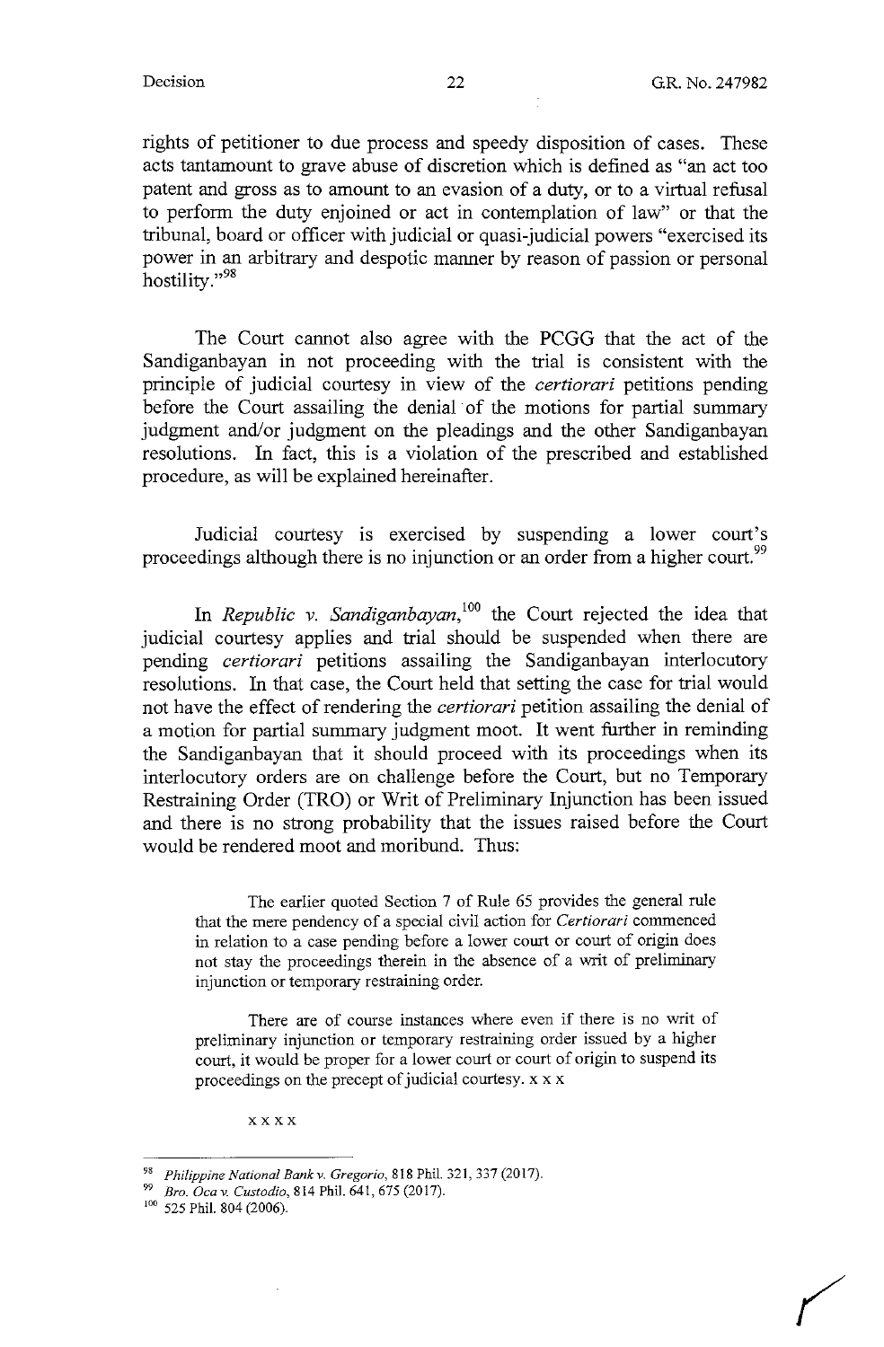rights of petitioner to due process and speedy disposition of cases. These acts tantamount to grave abuse of discretion which is defined as "an act too patent and gross as to amount to an evasion of a duty, or to a virtual refusal to perform the duty enjoined or act in contemplation of law" or that the tribunal, board or officer with judicial or quasi-judicial powers "exercised its power in an arbitrary and despotic manner by reason of passion or personal hostility."[98]

The Court cannot also agree with the PCGG that the act of the Sandiganbayan in not proceeding with the trial is consistent with the principle of judicial courtesy in view of the *certiorari* petitions pending before the Court assailing the denial of the motions for partial summary judgment and/or judgment on the pleadings and the other Sandiganbayan resolutions. In fact, this is a violation of the prescribed and established procedure, as will be explained hereinafter.

Judicial courtesy is exercised by suspending a lower court's proceedings although there is no injunction or an order from a higher court.[99]

In *Republic v. Sandiganbayan*,[100] the Court rejected the idea that judicial courtesy applies and trial should be suspended when there are pending *certiorari* petitions assailing the Sandiganbayan interlocutory resolutions. In that case, the Court held that setting the case for trial would not have the effect of rendering the *certiorari* petition assailing the denial of a motion for partial summary judgment moot. It went further in reminding the Sandiganbayan that it should proceed with its proceedings when its interlocutory orders are on challenge before the Court, but no Temporary Restraining Order (TRO) or Writ of Preliminary Injunction has been issued and there is no strong probability that the issues raised before the Court would be rendered moot and moribund. Thus:

> The earlier quoted Section 7 of Rule 65 provides the general rule that the mere pendency of a special civil action for *Certiorari* commenced in relation to a case pending before a lower court or court of origin does not stay the proceedings therein in the absence of a writ of preliminary injunction or temporary restraining order.
>
> There are of course instances where even if there is no writ of preliminary injunction or temporary restraining order issued by a higher court, it would be proper for a lower court or court of origin to suspend its proceedings on the precept of judicial courtesy. x x x
>
> x x x x

---

[98] *Philippine National Bank v. Gregorio*, 818 Phil. 321, 337 (2017).

[99] *Bro. Oca v. Custodio*, 814 Phil. 641, 675 (2017).

[100] 525 Phil. 804 (2006).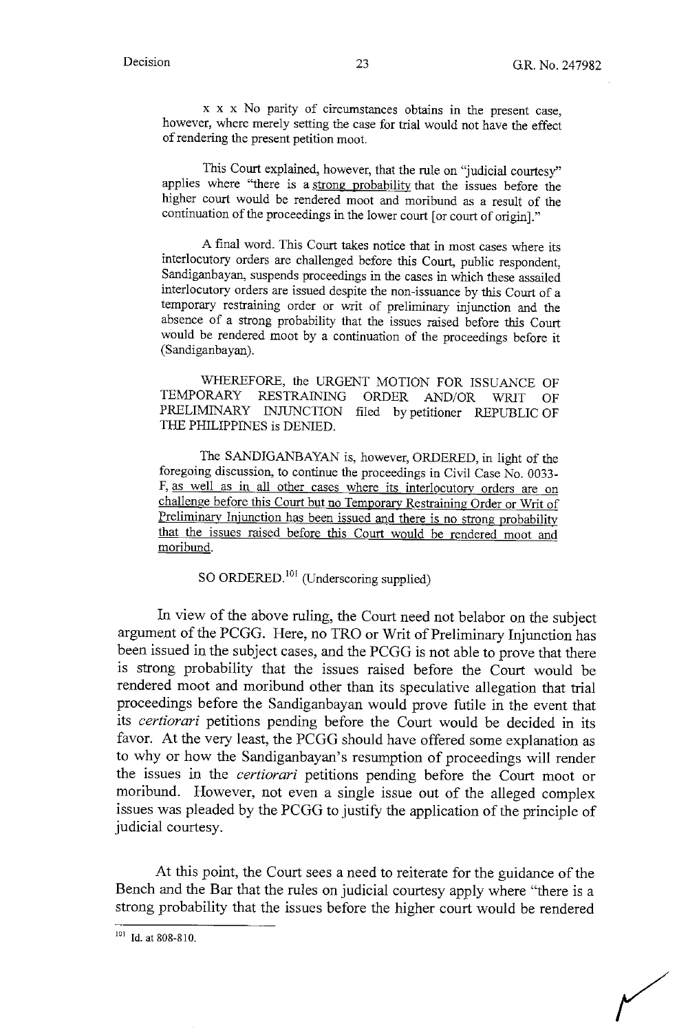x x x No parity of circumstances obtains in the present case, however, where merely setting the case for trial would not have the effect of rendering the present petition moot.

This Court explained, however, that the rule on "judicial courtesy" applies where "there is a <u>strong probability</u> that the issues before the higher court would be rendered moot and moribund as a result of the continuation of the proceedings in the lower court [or court of origin]."

A final word. This Court takes notice that in most cases where its interlocutory orders are challenged before this Court, public respondent, Sandiganbayan, suspends proceedings in the cases in which these assailed interlocutory orders are issued despite the non-issuance by this Court of a temporary restraining order or writ of preliminary injunction and the absence of a strong probability that the issues raised before this Court would be rendered moot by a continuation of the proceedings before it (Sandiganbayan).

WHEREFORE, the URGENT MOTION FOR ISSUANCE OF TEMPORARY RESTRAINING ORDER AND/OR WRIT OF PRELIMINARY INJUNCTION filed by petitioner REPUBLIC OF THE PHILIPPINES is DENIED.

The SANDIGANBAYAN is, however, ORDERED, in light of the foregoing discussion, to continue the proceedings in Civil Case No. 0033-F, <u>as well as in all other cases where its interlocutory orders are on challenge before this Court but no Temporary Restraining Order or Writ of Preliminary Injunction has been issued and there is no strong probability that the issues raised before this Court would be rendered moot and moribund.</u>

SO ORDERED.[101] (Underscoring supplied)

In view of the above ruling, the Court need not belabor on the subject argument of the PCGG. Here, no TRO or Writ of Preliminary Injunction has been issued in the subject cases, and the PCGG is not able to prove that there is strong probability that the issues raised before the Court would be rendered moot and moribund other than its speculative allegation that trial proceedings before the Sandiganbayan would prove futile in the event that its *certiorari* petitions pending before the Court would be decided in its favor. At the very least, the PCGG should have offered some explanation as to why or how the Sandiganbayan's resumption of proceedings will render the issues in the *certiorari* petitions pending before the Court moot or moribund. However, not even a single issue out of the alleged complex issues was pleaded by the PCGG to justify the application of the principle of judicial courtesy.

At this point, the Court sees a need to reiterate for the guidance of the Bench and the Bar that the rules on judicial courtesy apply where "there is a strong probability that the issues before the higher court would be rendered

---

[101] Id. at 808-810.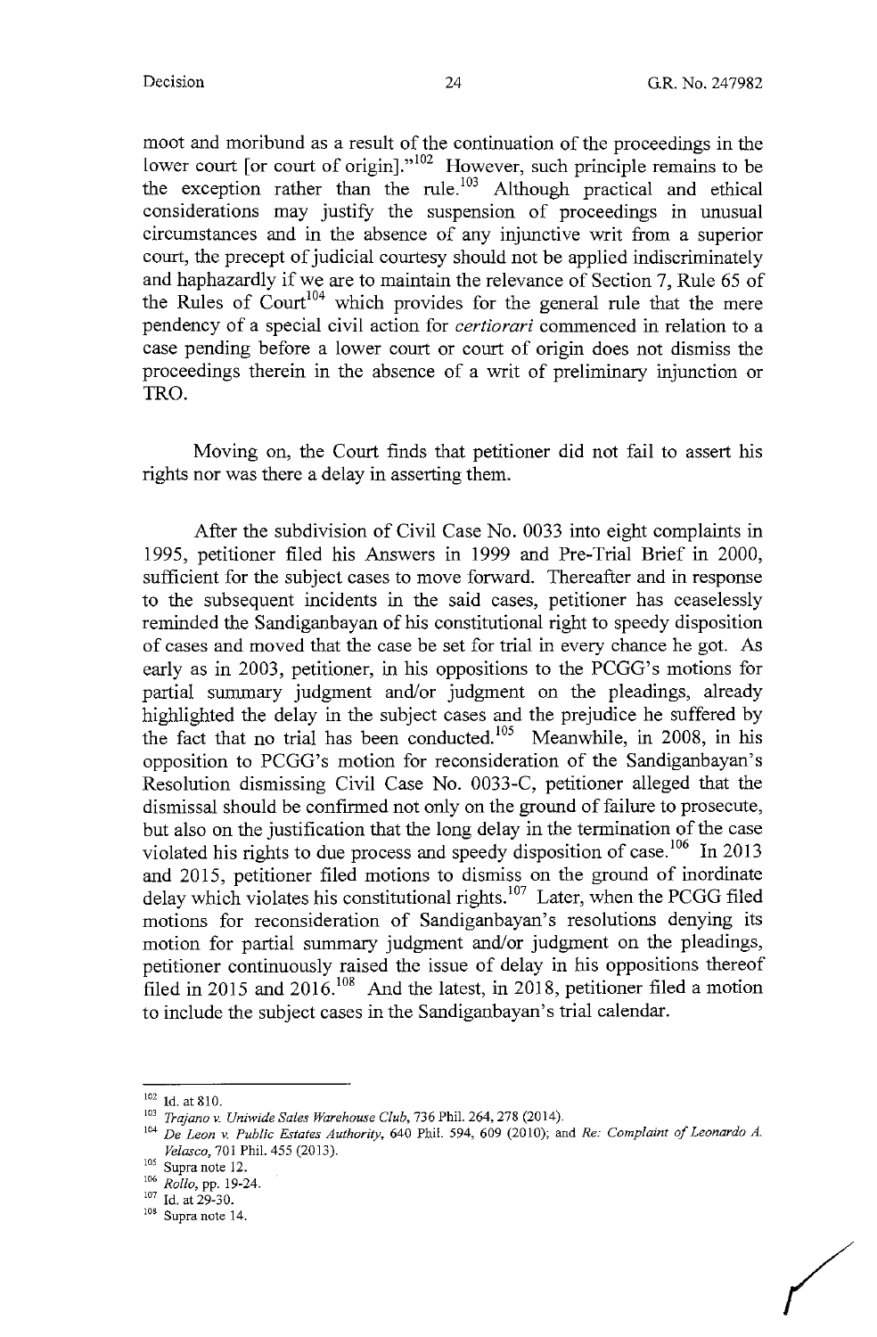moot and moribund as a result of the continuation of the proceedings in the lower court [or court of origin]."[102] However, such principle remains to be the exception rather than the rule.[103] Although practical and ethical considerations may justify the suspension of proceedings in unusual circumstances and in the absence of any injunctive writ from a superior court, the precept of judicial courtesy should not be applied indiscriminately and haphazardly if we are to maintain the relevance of Section 7, Rule 65 of the Rules of Court[104] which provides for the general rule that the mere pendency of a special civil action for *certiorari* commenced in relation to a case pending before a lower court or court of origin does not dismiss the proceedings therein in the absence of a writ of preliminary injunction or TRO.

Moving on, the Court finds that petitioner did not fail to assert his rights nor was there a delay in asserting them.

After the subdivision of Civil Case No. 0033 into eight complaints in 1995, petitioner filed his Answers in 1999 and Pre-Trial Brief in 2000, sufficient for the subject cases to move forward. Thereafter and in response to the subsequent incidents in the said cases, petitioner has ceaselessly reminded the Sandiganbayan of his constitutional right to speedy disposition of cases and moved that the case be set for trial in every chance he got. As early as in 2003, petitioner, in his oppositions to the PCGG's motions for partial summary judgment and/or judgment on the pleadings, already highlighted the delay in the subject cases and the prejudice he suffered by the fact that no trial has been conducted.[105] Meanwhile, in 2008, in his opposition to PCGG's motion for reconsideration of the Sandiganbayan's Resolution dismissing Civil Case No. 0033-C, petitioner alleged that the dismissal should be confirmed not only on the ground of failure to prosecute, but also on the justification that the long delay in the termination of the case violated his rights to due process and speedy disposition of case.[106] In 2013 and 2015, petitioner filed motions to dismiss on the ground of inordinate delay which violates his constitutional rights.[107] Later, when the PCGG filed motions for reconsideration of Sandiganbayan's resolutions denying its motion for partial summary judgment and/or judgment on the pleadings, petitioner continuously raised the issue of delay in his oppositions thereof filed in 2015 and 2016.[108] And the latest, in 2018, petitioner filed a motion to include the subject cases in the Sandiganbayan's trial calendar.

---

[102] Id. at 810.

[103] *Trajano v. Uniwide Sales Warehouse Club*, 736 Phil. 264, 278 (2014).

[104] *De Leon v. Public Estates Authority*, 640 Phil. 594, 609 (2010); and *Re: Complaint of Leonardo A. Velasco*, 701 Phil. 455 (2013).

[105] Supra note 12.

[106] *Rollo*, pp. 19-24.

[107] Id. at 29-30.

[108] Supra note 14.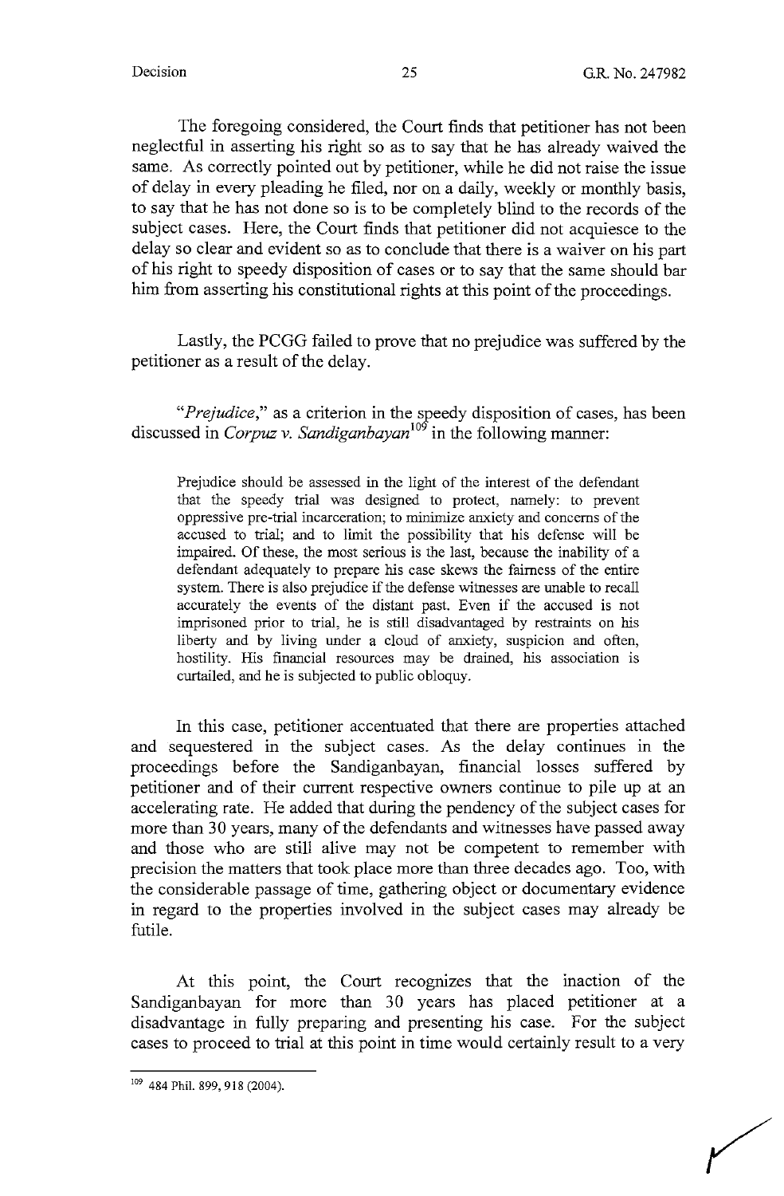The foregoing considered, the Court finds that petitioner has not been neglectful in asserting his right so as to say that he has already waived the same. As correctly pointed out by petitioner, while he did not raise the issue of delay in every pleading he filed, nor on a daily, weekly or monthly basis, to say that he has not done so is to be completely blind to the records of the subject cases. Here, the Court finds that petitioner did not acquiesce to the delay so clear and evident so as to conclude that there is a waiver on his part of his right to speedy disposition of cases or to say that the same should bar him from asserting his constitutional rights at this point of the proceedings.

Lastly, the PCGG failed to prove that no prejudice was suffered by the petitioner as a result of the delay.

"*Prejudice*," as a criterion in the speedy disposition of cases, has been discussed in *Corpuz v. Sandiganbayan*[109] in the following manner:

> Prejudice should be assessed in the light of the interest of the defendant that the speedy trial was designed to protect, namely: to prevent oppressive pre-trial incarceration; to minimize anxiety and concerns of the accused to trial; and to limit the possibility that his defense will be impaired. Of these, the most serious is the last, because the inability of a defendant adequately to prepare his case skews the fairness of the entire system. There is also prejudice if the defense witnesses are unable to recall accurately the events of the distant past. Even if the accused is not imprisoned prior to trial, he is still disadvantaged by restraints on his liberty and by living under a cloud of anxiety, suspicion and often, hostility. His financial resources may be drained, his association is curtailed, and he is subjected to public obloquy.

In this case, petitioner accentuated that there are properties attached and sequestered in the subject cases. As the delay continues in the proceedings before the Sandiganbayan, financial losses suffered by petitioner and of their current respective owners continue to pile up at an accelerating rate. He added that during the pendency of the subject cases for more than 30 years, many of the defendants and witnesses have passed away and those who are still alive may not be competent to remember with precision the matters that took place more than three decades ago. Too, with the considerable passage of time, gathering object or documentary evidence in regard to the properties involved in the subject cases may already be futile.

At this point, the Court recognizes that the inaction of the Sandiganbayan for more than 30 years has placed petitioner at a disadvantage in fully preparing and presenting his case. For the subject cases to proceed to trial at this point in time would certainly result to a very

---

[109] 484 Phil. 899, 918 (2004).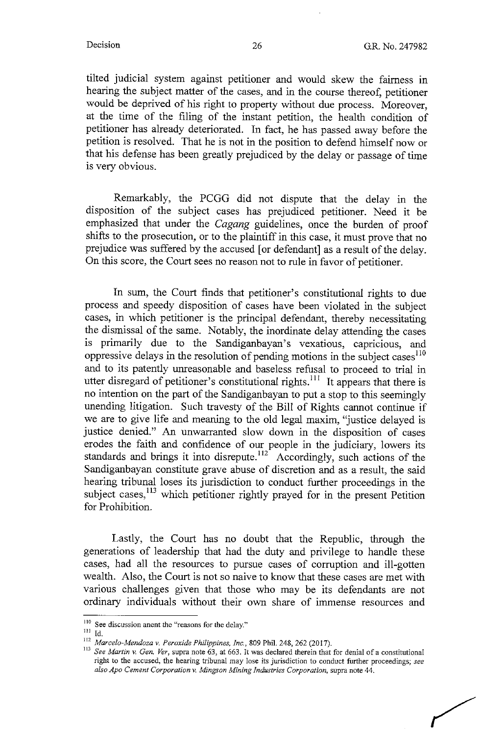tilted judicial system against petitioner and would skew the fairness in hearing the subject matter of the cases, and in the course thereof, petitioner would be deprived of his right to property without due process. Moreover, at the time of the filing of the instant petition, the health condition of petitioner has already deteriorated. In fact, he has passed away before the petition is resolved. That he is not in the position to defend himself now or that his defense has been greatly prejudiced by the delay or passage of time is very obvious.

Remarkably, the PCGG did not dispute that the delay in the disposition of the subject cases has prejudiced petitioner. Need it be emphasized that under the *Cagang* guidelines, once the burden of proof shifts to the prosecution, or to the plaintiff in this case, it must prove that no prejudice was suffered by the accused [or defendant] as a result of the delay. On this score, the Court sees no reason not to rule in favor of petitioner.

In sum, the Court finds that petitioner's constitutional rights to due process and speedy disposition of cases have been violated in the subject cases, in which petitioner is the principal defendant, thereby necessitating the dismissal of the same. Notably, the inordinate delay attending the cases is primarily due to the Sandiganbayan's vexatious, capricious, and oppressive delays in the resolution of pending motions in the subject cases[110] and to its patently unreasonable and baseless refusal to proceed to trial in utter disregard of petitioner's constitutional rights.[111] It appears that there is no intention on the part of the Sandiganbayan to put a stop to this seemingly unending litigation. Such travesty of the Bill of Rights cannot continue if we are to give life and meaning to the old legal maxim, "justice delayed is justice denied." An unwarranted slow down in the disposition of cases erodes the faith and confidence of our people in the judiciary, lowers its standards and brings it into disrepute.[112] Accordingly, such actions of the Sandiganbayan constitute grave abuse of discretion and as a result, the said hearing tribunal loses its jurisdiction to conduct further proceedings in the subject cases,[113] which petitioner rightly prayed for in the present Petition for Prohibition.

Lastly, the Court has no doubt that the Republic, through the generations of leadership that had the duty and privilege to handle these cases, had all the resources to pursue cases of corruption and ill-gotten wealth. Also, the Court is not so naive to know that these cases are met with various challenges given that those who may be its defendants are not ordinary individuals without their own share of immense resources and

---

[110] See discussion anent the "reasons for the delay."

[111] Id.

[112] *Marcelo-Mendoza v. Peroxide Philippines, Inc.*, 809 Phil. 248, 262 (2017).

[113] *See Martin v. Gen. Ver*, supra note 63, at 663. It was declared therein that for denial of a constitutional right to the accused, the hearing tribunal may lose its jurisdiction to conduct further proceedings; *see also Apo Cement Corporation v. Mingson Mining Industries Corporation*, supra note 44.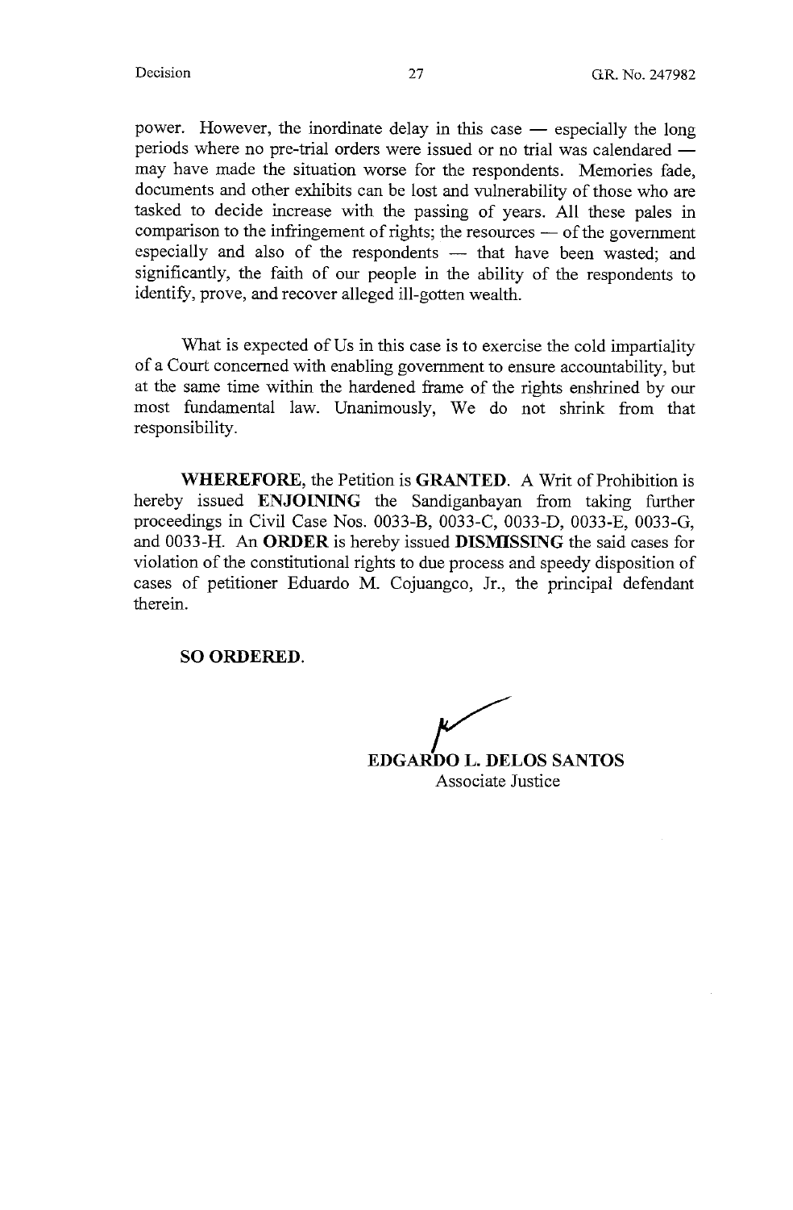power. However, the inordinate delay in this case — especially the long periods where no pre-trial orders were issued or no trial was calendared — may have made the situation worse for the respondents. Memories fade, documents and other exhibits can be lost and vulnerability of those who are tasked to decide increase with the passing of years. All these pales in comparison to the infringement of rights; the resources — of the government especially and also of the respondents — that have been wasted; and significantly, the faith of our people in the ability of the respondents to identify, prove, and recover alleged ill-gotten wealth.

What is expected of Us in this case is to exercise the cold impartiality of a Court concerned with enabling government to ensure accountability, but at the same time within the hardened frame of the rights enshrined by our most fundamental law. Unanimously, We do not shrink from that responsibility.

**WHEREFORE**, the Petition is **GRANTED**. A Writ of Prohibition is hereby issued **ENJOINING** the Sandiganbayan from taking further proceedings in Civil Case Nos. 0033-B, 0033-C, 0033-D, 0033-E, 0033-G, and 0033-H. An **ORDER** is hereby issued **DISMISSING** the said cases for violation of the constitutional rights to due process and speedy disposition of cases of petitioner Eduardo M. Cojuangco, Jr., the principal defendant therein.

**SO ORDERED.**

**EDGARDO L. DELOS SANTOS**
Associate Justice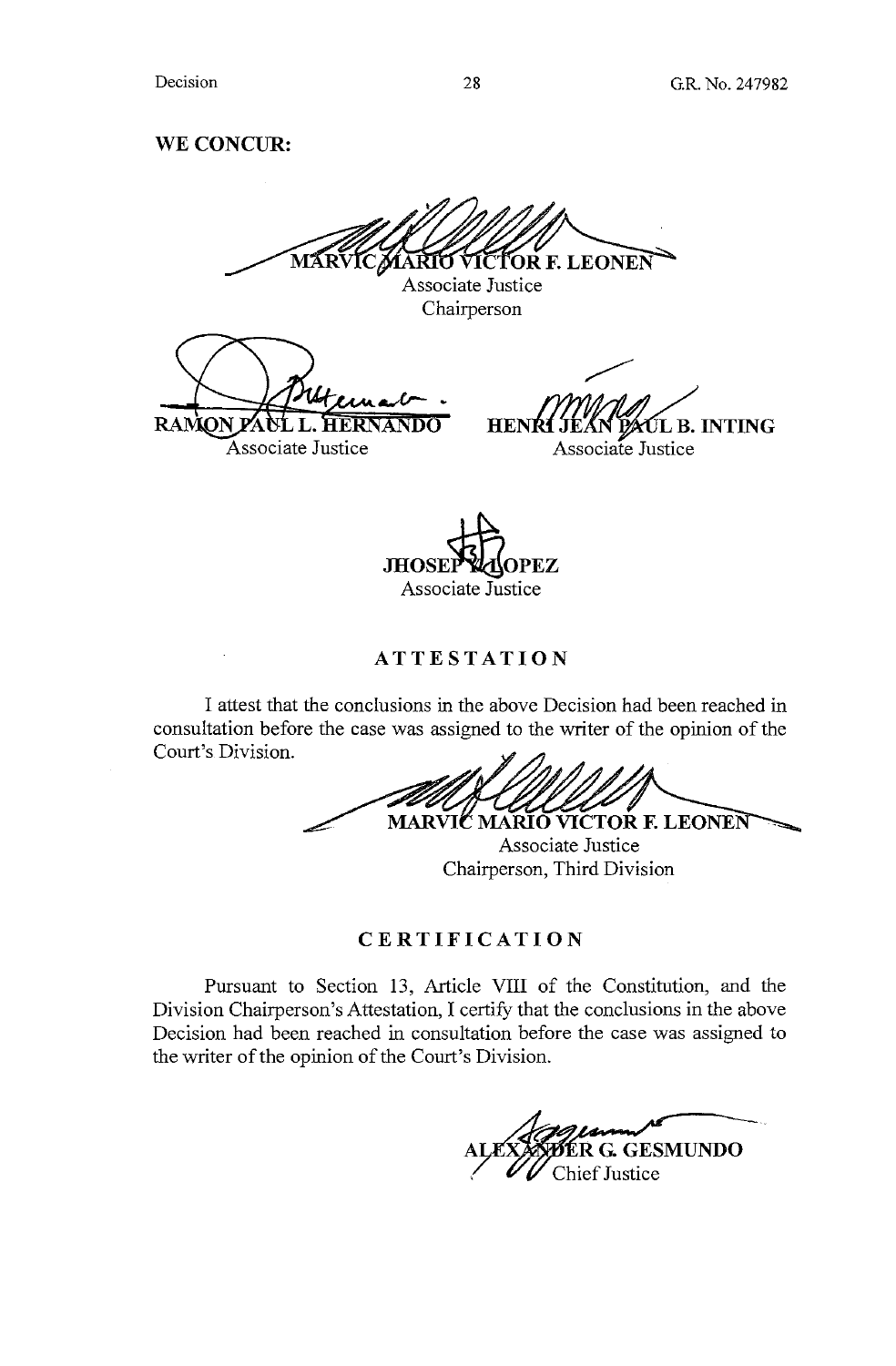**WE CONCUR:**

**MARVIC MARIO VICTOR F. LEONEN**
Associate Justice
Chairperson

**RAMON PAUL L. HERNANDO**
Associate Justice

**HENRI JEAN PAUL B. INTING**
Associate Justice

**JHOSEP Y. LOPEZ**
Associate Justice

## ATTESTATION

I attest that the conclusions in the above Decision had been reached in consultation before the case was assigned to the writer of the opinion of the Court's Division.

**MARVIC MARIO VICTOR F. LEONEN**
Associate Justice
Chairperson, Third Division

## CERTIFICATION

Pursuant to Section 13, Article VIII of the Constitution, and the Division Chairperson's Attestation, I certify that the conclusions in the above Decision had been reached in consultation before the case was assigned to the writer of the opinion of the Court's Division.

**ALEXANDER G. GESMUNDO**
Chief Justice